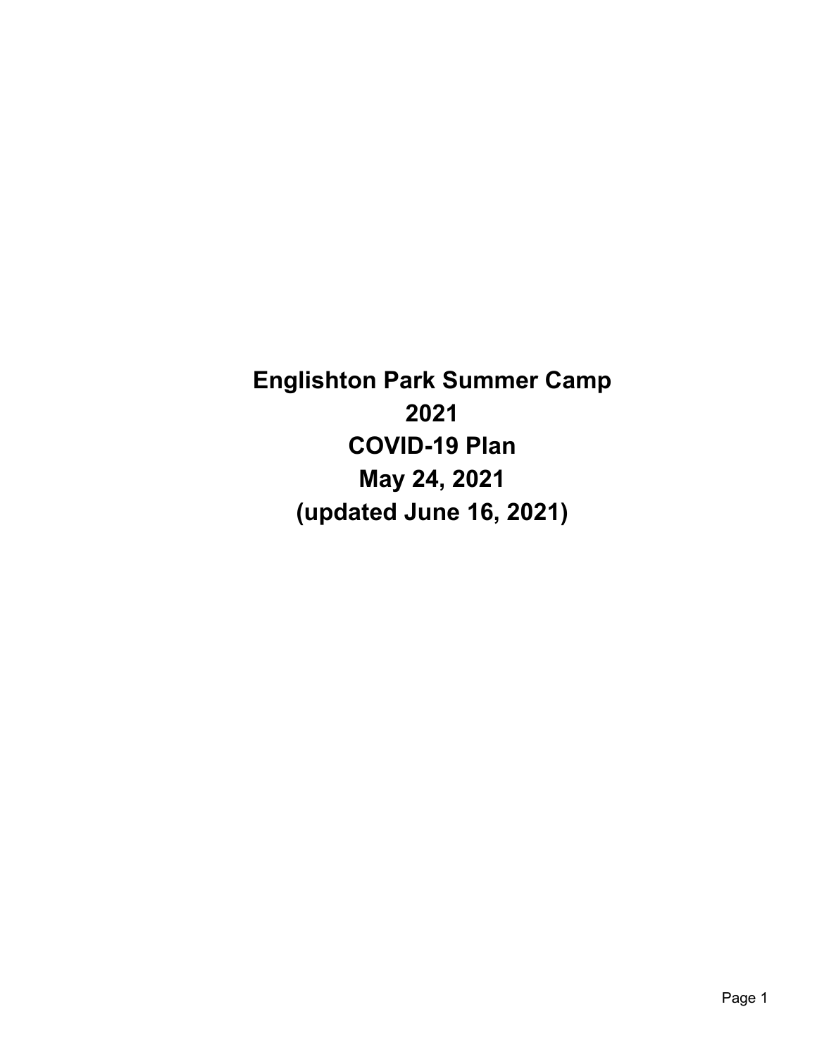# Englishton Park Summer Camp
# 2021
# COVID-19 Plan
# May 24, 2021
# (updated June 16, 2021)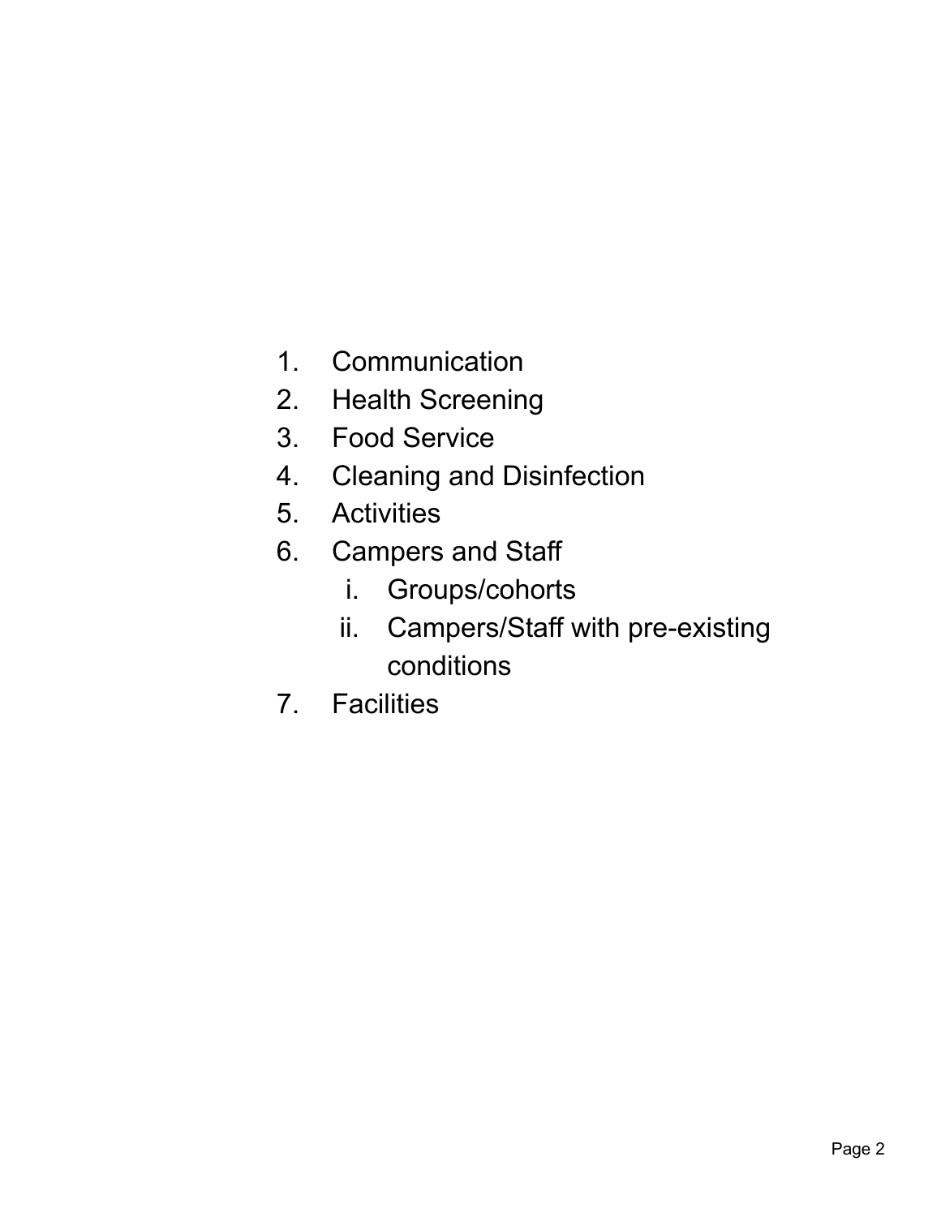1. Communication
2. Health Screening
3. Food Service
4. Cleaning and Disinfection
5. Activities
6. Campers and Staff
    i. Groups/cohorts
    ii. Campers/Staff with pre-existing conditions
7. Facilities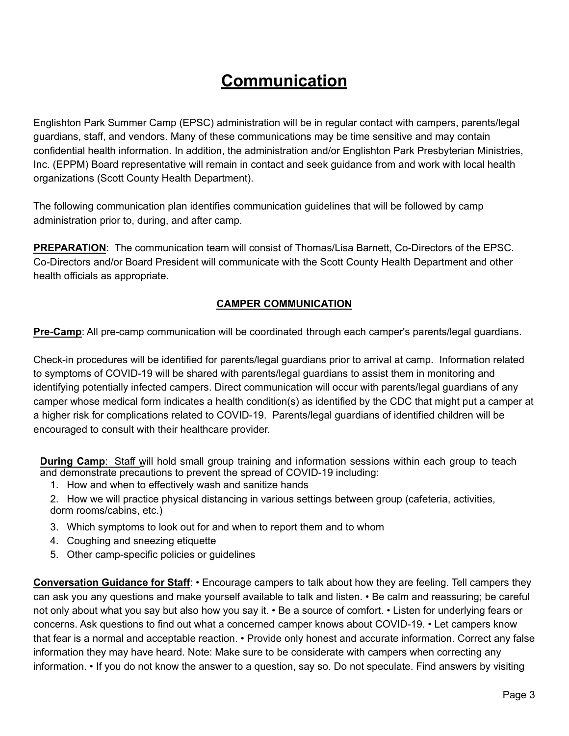# Communication

Englishton Park Summer Camp (EPSC) administration will be in regular contact with campers, parents/legal guardians, staff, and vendors. Many of these communications may be time sensitive and may contain confidential health information. In addition, the administration and/or Englishton Park Presbyterian Ministries, Inc. (EPPM) Board representative will remain in contact and seek guidance from and work with local health organizations (Scott County Health Department).

The following communication plan identifies communication guidelines that will be followed by camp administration prior to, during, and after camp.

**PREPARATION**: The communication team will consist of Thomas/Lisa Barnett, Co-Directors of the EPSC. Co-Directors and/or Board President will communicate with the Scott County Health Department and other health officials as appropriate.

## CAMPER COMMUNICATION

**Pre-Camp**: All pre-camp communication will be coordinated through each camper's parents/legal guardians.

Check-in procedures will be identified for parents/legal guardians prior to arrival at camp. Information related to symptoms of COVID-19 will be shared with parents/legal guardians to assist them in monitoring and identifying potentially infected campers. Direct communication will occur with parents/legal guardians of any camper whose medical form indicates a health condition(s) as identified by the CDC that might put a camper at a higher risk for complications related to COVID-19. Parents/legal guardians of identified children will be encouraged to consult with their healthcare provider.

**During Camp**: Staff will hold small group training and information sessions within each group to teach and demonstrate precautions to prevent the spread of COVID-19 including:

1. How and when to effectively wash and sanitize hands
2. How we will practice physical distancing in various settings between group (cafeteria, activities, dorm rooms/cabins, etc.)
3. Which symptoms to look out for and when to report them and to whom
4. Coughing and sneezing etiquette
5. Other camp-specific policies or guidelines

**Conversation Guidance for Staff**: • Encourage campers to talk about how they are feeling. Tell campers they can ask you any questions and make yourself available to talk and listen. • Be calm and reassuring; be careful not only about what you say but also how you say it. • Be a source of comfort. • Listen for underlying fears or concerns. Ask questions to find out what a concerned camper knows about COVID-19. • Let campers know that fear is a normal and acceptable reaction. • Provide only honest and accurate information. Correct any false information they may have heard. Note: Make sure to be considerate with campers when correcting any information. • If you do not know the answer to a question, say so. Do not speculate. Find answers by visiting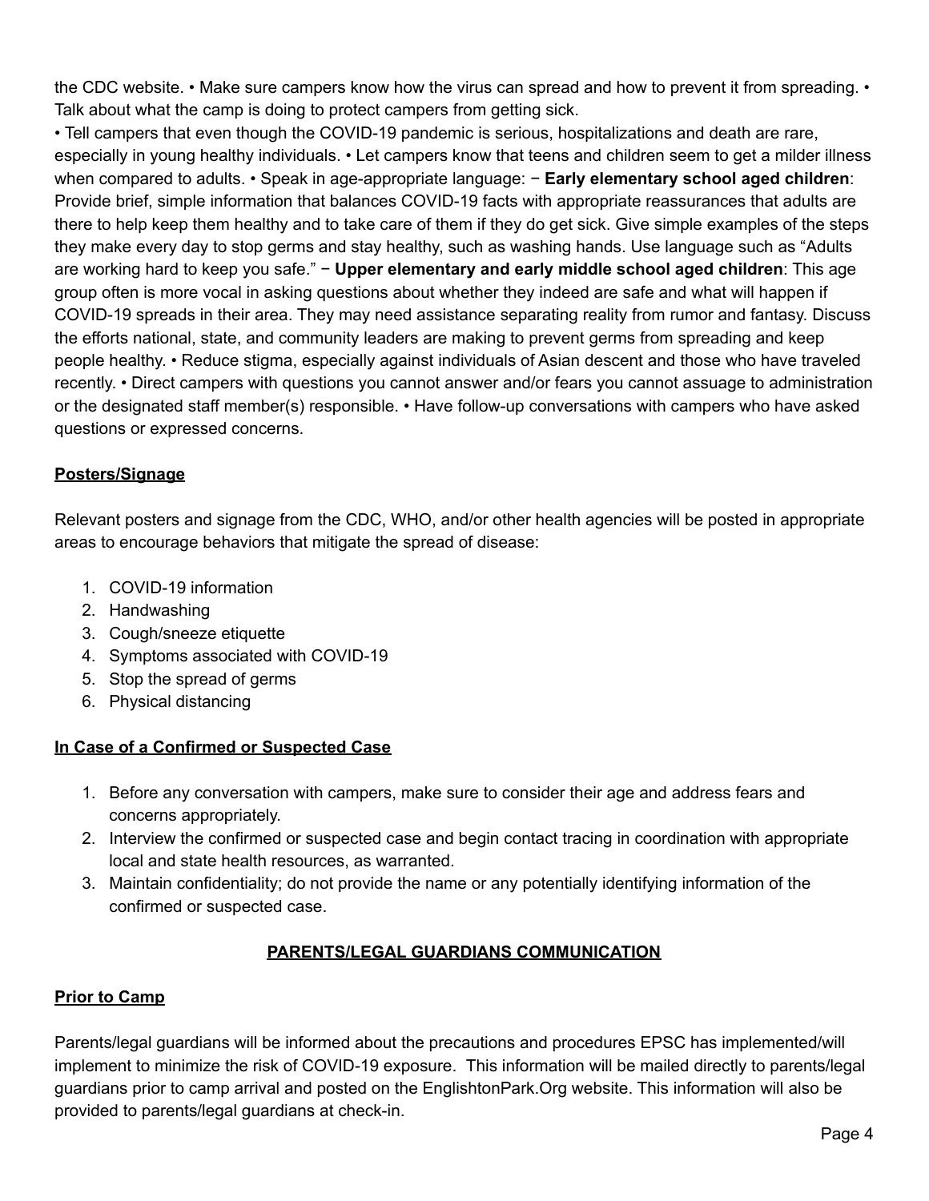the CDC website. • Make sure campers know how the virus can spread and how to prevent it from spreading. • Talk about what the camp is doing to protect campers from getting sick.

• Tell campers that even though the COVID-19 pandemic is serious, hospitalizations and death are rare, especially in young healthy individuals. • Let campers know that teens and children seem to get a milder illness when compared to adults. • Speak in age-appropriate language: − **Early elementary school aged children**: Provide brief, simple information that balances COVID-19 facts with appropriate reassurances that adults are there to help keep them healthy and to take care of them if they do get sick. Give simple examples of the steps they make every day to stop germs and stay healthy, such as washing hands. Use language such as "Adults are working hard to keep you safe." − **Upper elementary and early middle school aged children**: This age group often is more vocal in asking questions about whether they indeed are safe and what will happen if COVID-19 spreads in their area. They may need assistance separating reality from rumor and fantasy. Discuss the efforts national, state, and community leaders are making to prevent germs from spreading and keep people healthy. • Reduce stigma, especially against individuals of Asian descent and those who have traveled recently. • Direct campers with questions you cannot answer and/or fears you cannot assuage to administration or the designated staff member(s) responsible. • Have follow-up conversations with campers who have asked questions or expressed concerns.

**Posters/Signage**

Relevant posters and signage from the CDC, WHO, and/or other health agencies will be posted in appropriate areas to encourage behaviors that mitigate the spread of disease:

1. COVID-19 information
2. Handwashing
3. Cough/sneeze etiquette
4. Symptoms associated with COVID-19
5. Stop the spread of germs
6. Physical distancing

**In Case of a Confirmed or Suspected Case**

1. Before any conversation with campers, make sure to consider their age and address fears and concerns appropriately.
2. Interview the confirmed or suspected case and begin contact tracing in coordination with appropriate local and state health resources, as warranted.
3. Maintain confidentiality; do not provide the name or any potentially identifying information of the confirmed or suspected case.

## PARENTS/LEGAL GUARDIANS COMMUNICATION

**Prior to Camp**

Parents/legal guardians will be informed about the precautions and procedures EPSC has implemented/will implement to minimize the risk of COVID-19 exposure. This information will be mailed directly to parents/legal guardians prior to camp arrival and posted on the EnglishtonPark.Org website. This information will also be provided to parents/legal guardians at check-in.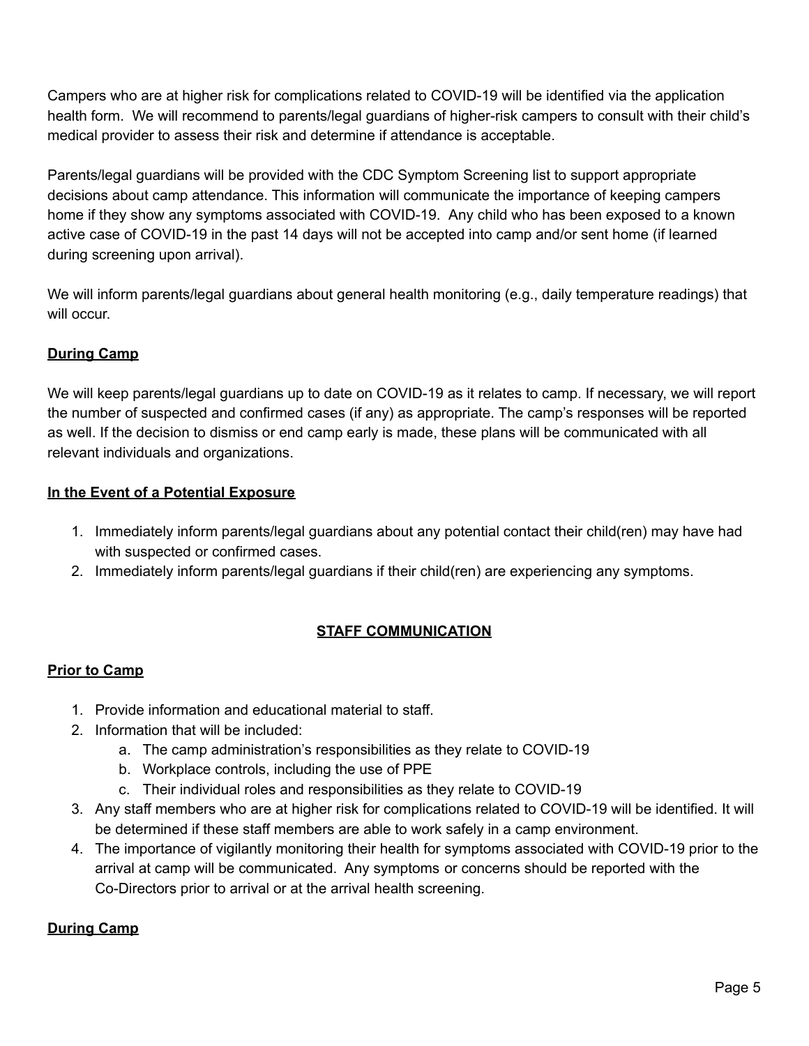Campers who are at higher risk for complications related to COVID-19 will be identified via the application health form. We will recommend to parents/legal guardians of higher-risk campers to consult with their child's medical provider to assess their risk and determine if attendance is acceptable.

Parents/legal guardians will be provided with the CDC Symptom Screening list to support appropriate decisions about camp attendance. This information will communicate the importance of keeping campers home if they show any symptoms associated with COVID-19. Any child who has been exposed to a known active case of COVID-19 in the past 14 days will not be accepted into camp and/or sent home (if learned during screening upon arrival).

We will inform parents/legal guardians about general health monitoring (e.g., daily temperature readings) that will occur.

**During Camp**

We will keep parents/legal guardians up to date on COVID-19 as it relates to camp. If necessary, we will report the number of suspected and confirmed cases (if any) as appropriate. The camp's responses will be reported as well. If the decision to dismiss or end camp early is made, these plans will be communicated with all relevant individuals and organizations.

**In the Event of a Potential Exposure**

1. Immediately inform parents/legal guardians about any potential contact their child(ren) may have had with suspected or confirmed cases.
2. Immediately inform parents/legal guardians if their child(ren) are experiencing any symptoms.

## STAFF COMMUNICATION

**Prior to Camp**

1. Provide information and educational material to staff.
2. Information that will be included:
    a. The camp administration's responsibilities as they relate to COVID-19
    b. Workplace controls, including the use of PPE
    c. Their individual roles and responsibilities as they relate to COVID-19
3. Any staff members who are at higher risk for complications related to COVID-19 will be identified. It will be determined if these staff members are able to work safely in a camp environment.
4. The importance of vigilantly monitoring their health for symptoms associated with COVID-19 prior to the arrival at camp will be communicated. Any symptoms or concerns should be reported with the Co-Directors prior to arrival or at the arrival health screening.

**During Camp**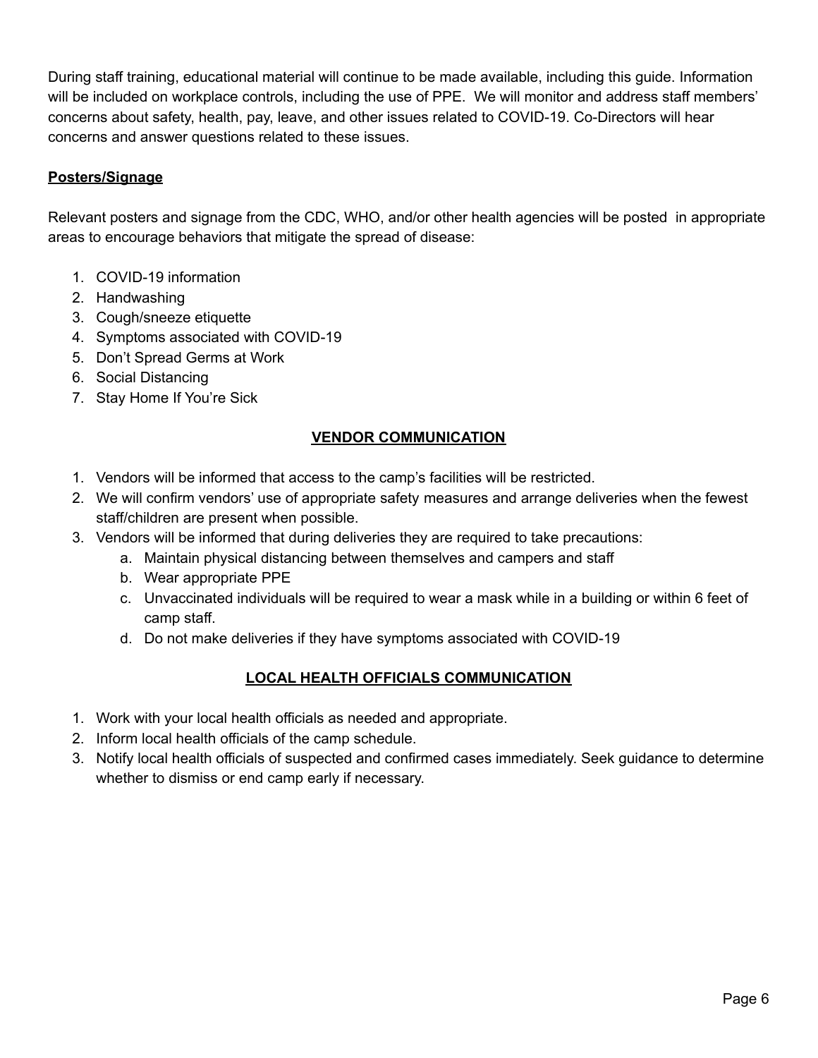During staff training, educational material will continue to be made available, including this guide. Information will be included on workplace controls, including the use of PPE. We will monitor and address staff members' concerns about safety, health, pay, leave, and other issues related to COVID-19. Co-Directors will hear concerns and answer questions related to these issues.

**Posters/Signage**

Relevant posters and signage from the CDC, WHO, and/or other health agencies will be posted in appropriate areas to encourage behaviors that mitigate the spread of disease:

1. COVID-19 information
2. Handwashing
3. Cough/sneeze etiquette
4. Symptoms associated with COVID-19
5. Don't Spread Germs at Work
6. Social Distancing
7. Stay Home If You're Sick

## VENDOR COMMUNICATION

1. Vendors will be informed that access to the camp's facilities will be restricted.
2. We will confirm vendors' use of appropriate safety measures and arrange deliveries when the fewest staff/children are present when possible.
3. Vendors will be informed that during deliveries they are required to take precautions:
   a. Maintain physical distancing between themselves and campers and staff
   b. Wear appropriate PPE
   c. Unvaccinated individuals will be required to wear a mask while in a building or within 6 feet of camp staff.
   d. Do not make deliveries if they have symptoms associated with COVID-19

## LOCAL HEALTH OFFICIALS COMMUNICATION

1. Work with your local health officials as needed and appropriate.
2. Inform local health officials of the camp schedule.
3. Notify local health officials of suspected and confirmed cases immediately. Seek guidance to determine whether to dismiss or end camp early if necessary.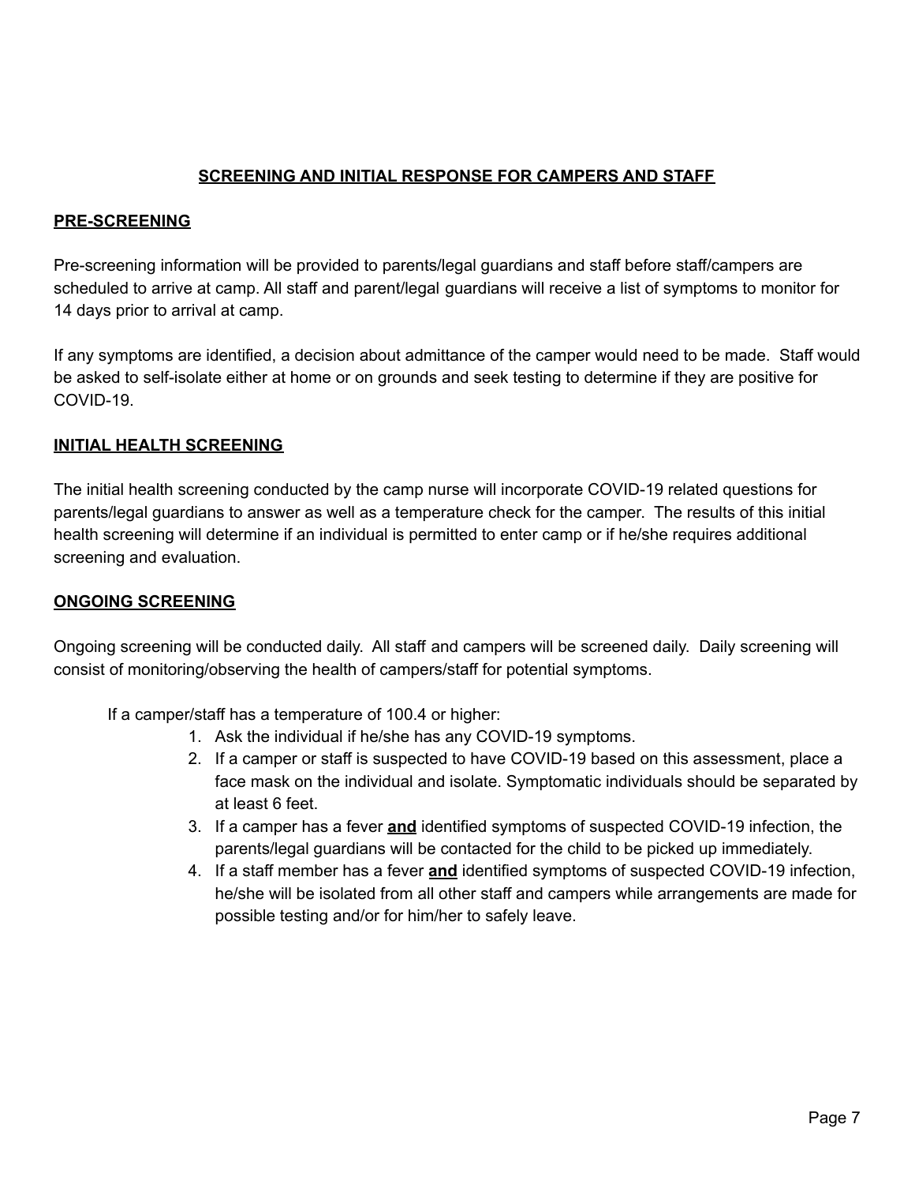## SCREENING AND INITIAL RESPONSE FOR CAMPERS AND STAFF

### PRE-SCREENING

Pre-screening information will be provided to parents/legal guardians and staff before staff/campers are scheduled to arrive at camp. All staff and parent/legal guardians will receive a list of symptoms to monitor for 14 days prior to arrival at camp.

If any symptoms are identified, a decision about admittance of the camper would need to be made. Staff would be asked to self-isolate either at home or on grounds and seek testing to determine if they are positive for COVID-19.

### INITIAL HEALTH SCREENING

The initial health screening conducted by the camp nurse will incorporate COVID-19 related questions for parents/legal guardians to answer as well as a temperature check for the camper. The results of this initial health screening will determine if an individual is permitted to enter camp or if he/she requires additional screening and evaluation.

### ONGOING SCREENING

Ongoing screening will be conducted daily. All staff and campers will be screened daily. Daily screening will consist of monitoring/observing the health of campers/staff for potential symptoms.

If a camper/staff has a temperature of 100.4 or higher:

1. Ask the individual if he/she has any COVID-19 symptoms.
2. If a camper or staff is suspected to have COVID-19 based on this assessment, place a face mask on the individual and isolate. Symptomatic individuals should be separated by at least 6 feet.
3. If a camper has a fever **and** identified symptoms of suspected COVID-19 infection, the parents/legal guardians will be contacted for the child to be picked up immediately.
4. If a staff member has a fever **and** identified symptoms of suspected COVID-19 infection, he/she will be isolated from all other staff and campers while arrangements are made for possible testing and/or for him/her to safely leave.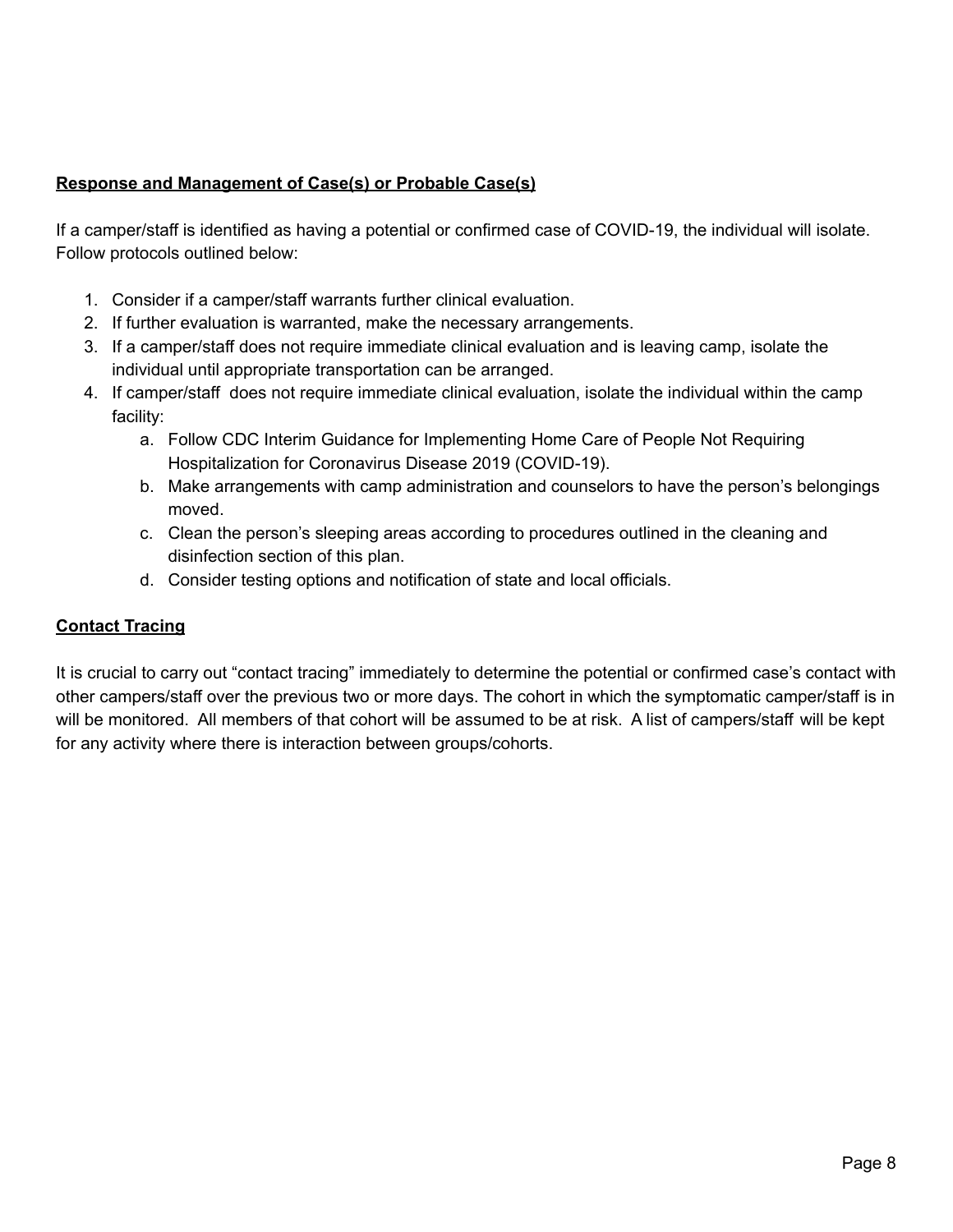## **Response and Management of Case(s) or Probable Case(s)**

If a camper/staff is identified as having a potential or confirmed case of COVID-19, the individual will isolate. Follow protocols outlined below:

1. Consider if a camper/staff warrants further clinical evaluation.
2. If further evaluation is warranted, make the necessary arrangements.
3. If a camper/staff does not require immediate clinical evaluation and is leaving camp, isolate the individual until appropriate transportation can be arranged.
4. If camper/staff does not require immediate clinical evaluation, isolate the individual within the camp facility:
   a. Follow CDC Interim Guidance for Implementing Home Care of People Not Requiring Hospitalization for Coronavirus Disease 2019 (COVID-19).
   b. Make arrangements with camp administration and counselors to have the person's belongings moved.
   c. Clean the person's sleeping areas according to procedures outlined in the cleaning and disinfection section of this plan.
   d. Consider testing options and notification of state and local officials.

## **Contact Tracing**

It is crucial to carry out "contact tracing" immediately to determine the potential or confirmed case's contact with other campers/staff over the previous two or more days. The cohort in which the symptomatic camper/staff is in will be monitored. All members of that cohort will be assumed to be at risk. A list of campers/staff will be kept for any activity where there is interaction between groups/cohorts.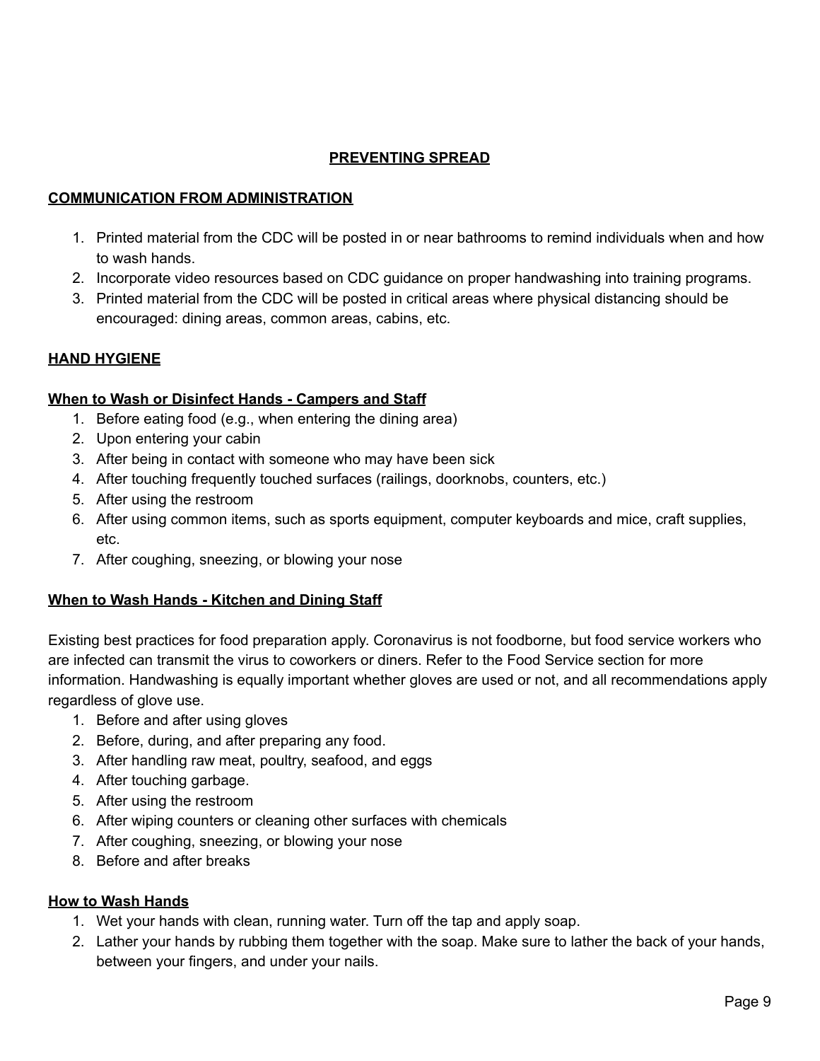# PREVENTING SPREAD

## COMMUNICATION FROM ADMINISTRATION

1. Printed material from the CDC will be posted in or near bathrooms to remind individuals when and how to wash hands.
2. Incorporate video resources based on CDC guidance on proper handwashing into training programs.
3. Printed material from the CDC will be posted in critical areas where physical distancing should be encouraged: dining areas, common areas, cabins, etc.

## HAND HYGIENE

### When to Wash or Disinfect Hands - Campers and Staff

1. Before eating food (e.g., when entering the dining area)
2. Upon entering your cabin
3. After being in contact with someone who may have been sick
4. After touching frequently touched surfaces (railings, doorknobs, counters, etc.)
5. After using the restroom
6. After using common items, such as sports equipment, computer keyboards and mice, craft supplies, etc.
7. After coughing, sneezing, or blowing your nose

### When to Wash Hands - Kitchen and Dining Staff

Existing best practices for food preparation apply. Coronavirus is not foodborne, but food service workers who are infected can transmit the virus to coworkers or diners. Refer to the Food Service section for more information. Handwashing is equally important whether gloves are used or not, and all recommendations apply regardless of glove use.

1. Before and after using gloves
2. Before, during, and after preparing any food.
3. After handling raw meat, poultry, seafood, and eggs
4. After touching garbage.
5. After using the restroom
6. After wiping counters or cleaning other surfaces with chemicals
7. After coughing, sneezing, or blowing your nose
8. Before and after breaks

### How to Wash Hands

1. Wet your hands with clean, running water. Turn off the tap and apply soap.
2. Lather your hands by rubbing them together with the soap. Make sure to lather the back of your hands, between your fingers, and under your nails.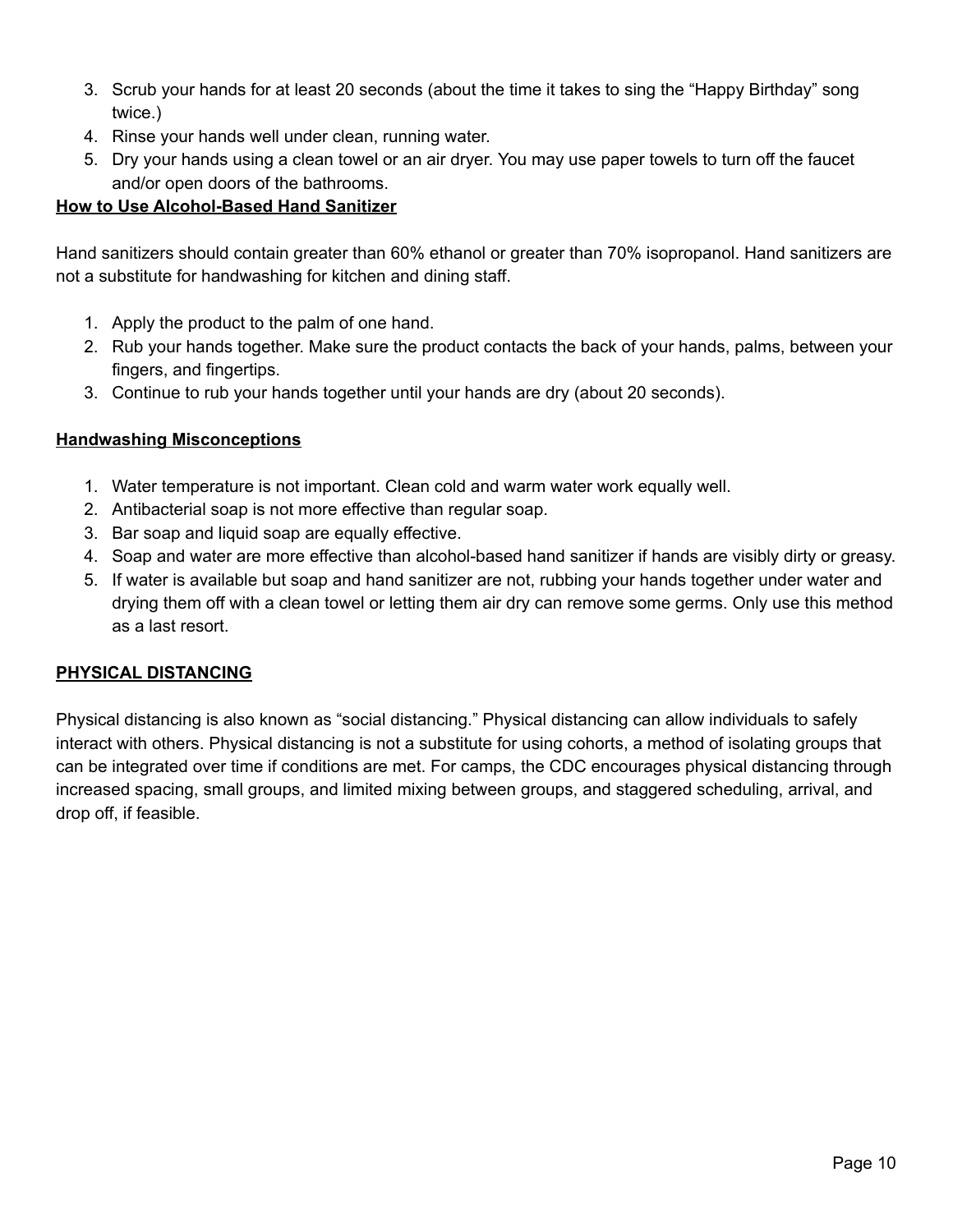3. Scrub your hands for at least 20 seconds (about the time it takes to sing the "Happy Birthday" song twice.)
4. Rinse your hands well under clean, running water.
5. Dry your hands using a clean towel or an air dryer. You may use paper towels to turn off the faucet and/or open doors of the bathrooms.

**How to Use Alcohol-Based Hand Sanitizer**

Hand sanitizers should contain greater than 60% ethanol or greater than 70% isopropanol. Hand sanitizers are not a substitute for handwashing for kitchen and dining staff.

1. Apply the product to the palm of one hand.
2. Rub your hands together. Make sure the product contacts the back of your hands, palms, between your fingers, and fingertips.
3. Continue to rub your hands together until your hands are dry (about 20 seconds).

**Handwashing Misconceptions**

1. Water temperature is not important. Clean cold and warm water work equally well.
2. Antibacterial soap is not more effective than regular soap.
3. Bar soap and liquid soap are equally effective.
4. Soap and water are more effective than alcohol-based hand sanitizer if hands are visibly dirty or greasy.
5. If water is available but soap and hand sanitizer are not, rubbing your hands together under water and drying them off with a clean towel or letting them air dry can remove some germs. Only use this method as a last resort.

## PHYSICAL DISTANCING

Physical distancing is also known as "social distancing." Physical distancing can allow individuals to safely interact with others. Physical distancing is not a substitute for using cohorts, a method of isolating groups that can be integrated over time if conditions are met. For camps, the CDC encourages physical distancing through increased spacing, small groups, and limited mixing between groups, and staggered scheduling, arrival, and drop off, if feasible.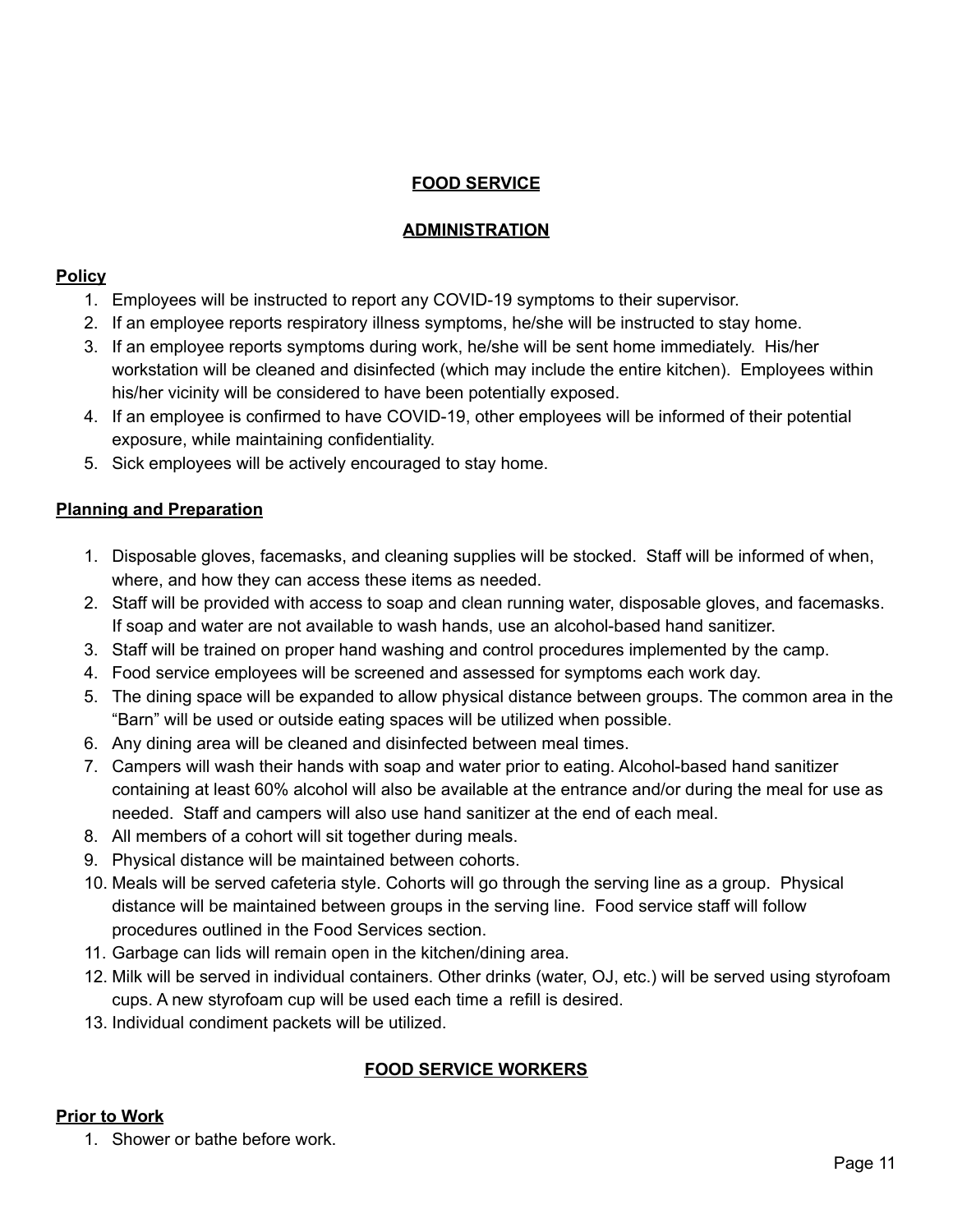## FOOD SERVICE

## ADMINISTRATION

### Policy

1. Employees will be instructed to report any COVID-19 symptoms to their supervisor.
2. If an employee reports respiratory illness symptoms, he/she will be instructed to stay home.
3. If an employee reports symptoms during work, he/she will be sent home immediately. His/her workstation will be cleaned and disinfected (which may include the entire kitchen). Employees within his/her vicinity will be considered to have been potentially exposed.
4. If an employee is confirmed to have COVID-19, other employees will be informed of their potential exposure, while maintaining confidentiality.
5. Sick employees will be actively encouraged to stay home.

### Planning and Preparation

1. Disposable gloves, facemasks, and cleaning supplies will be stocked. Staff will be informed of when, where, and how they can access these items as needed.
2. Staff will be provided with access to soap and clean running water, disposable gloves, and facemasks. If soap and water are not available to wash hands, use an alcohol-based hand sanitizer.
3. Staff will be trained on proper hand washing and control procedures implemented by the camp.
4. Food service employees will be screened and assessed for symptoms each work day.
5. The dining space will be expanded to allow physical distance between groups. The common area in the "Barn" will be used or outside eating spaces will be utilized when possible.
6. Any dining area will be cleaned and disinfected between meal times.
7. Campers will wash their hands with soap and water prior to eating. Alcohol-based hand sanitizer containing at least 60% alcohol will also be available at the entrance and/or during the meal for use as needed. Staff and campers will also use hand sanitizer at the end of each meal.
8. All members of a cohort will sit together during meals.
9. Physical distance will be maintained between cohorts.
10. Meals will be served cafeteria style. Cohorts will go through the serving line as a group. Physical distance will be maintained between groups in the serving line. Food service staff will follow procedures outlined in the Food Services section.
11. Garbage can lids will remain open in the kitchen/dining area.
12. Milk will be served in individual containers. Other drinks (water, OJ, etc.) will be served using styrofoam cups. A new styrofoam cup will be used each time a refill is desired.
13. Individual condiment packets will be utilized.

## FOOD SERVICE WORKERS

### Prior to Work

1. Shower or bathe before work.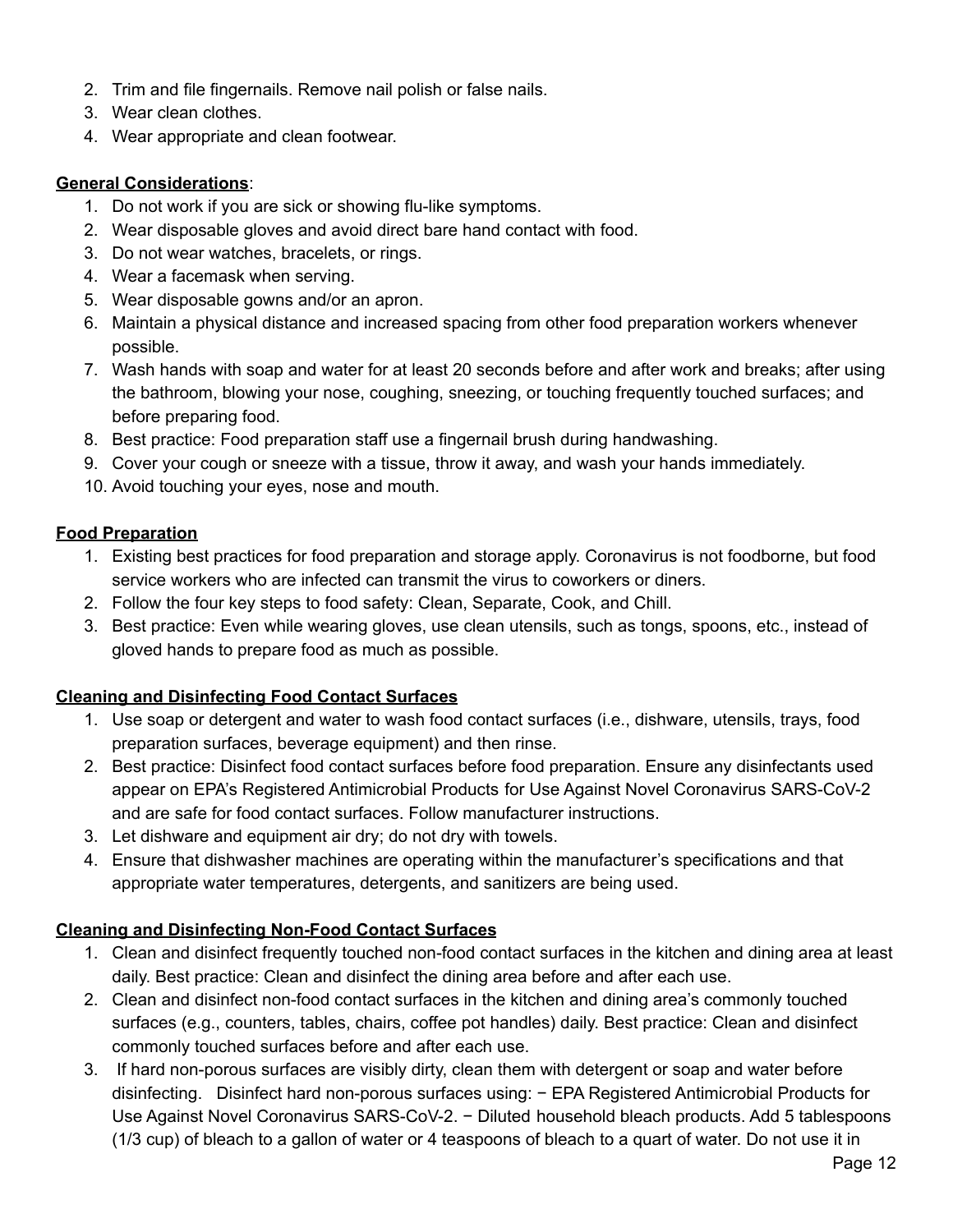2. Trim and file fingernails. Remove nail polish or false nails.
3. Wear clean clothes.
4. Wear appropriate and clean footwear.

**General Considerations**:

1. Do not work if you are sick or showing flu-like symptoms.
2. Wear disposable gloves and avoid direct bare hand contact with food.
3. Do not wear watches, bracelets, or rings.
4. Wear a facemask when serving.
5. Wear disposable gowns and/or an apron.
6. Maintain a physical distance and increased spacing from other food preparation workers whenever possible.
7. Wash hands with soap and water for at least 20 seconds before and after work and breaks; after using the bathroom, blowing your nose, coughing, sneezing, or touching frequently touched surfaces; and before preparing food.
8. Best practice: Food preparation staff use a fingernail brush during handwashing.
9. Cover your cough or sneeze with a tissue, throw it away, and wash your hands immediately.
10. Avoid touching your eyes, nose and mouth.

**Food Preparation**

1. Existing best practices for food preparation and storage apply. Coronavirus is not foodborne, but food service workers who are infected can transmit the virus to coworkers or diners.
2. Follow the four key steps to food safety: Clean, Separate, Cook, and Chill.
3. Best practice: Even while wearing gloves, use clean utensils, such as tongs, spoons, etc., instead of gloved hands to prepare food as much as possible.

**Cleaning and Disinfecting Food Contact Surfaces**

1. Use soap or detergent and water to wash food contact surfaces (i.e., dishware, utensils, trays, food preparation surfaces, beverage equipment) and then rinse.
2. Best practice: Disinfect food contact surfaces before food preparation. Ensure any disinfectants used appear on EPA's Registered Antimicrobial Products for Use Against Novel Coronavirus SARS-CoV-2 and are safe for food contact surfaces. Follow manufacturer instructions.
3. Let dishware and equipment air dry; do not dry with towels.
4. Ensure that dishwasher machines are operating within the manufacturer's specifications and that appropriate water temperatures, detergents, and sanitizers are being used.

**Cleaning and Disinfecting Non-Food Contact Surfaces**

1. Clean and disinfect frequently touched non-food contact surfaces in the kitchen and dining area at least daily. Best practice: Clean and disinfect the dining area before and after each use.
2. Clean and disinfect non-food contact surfaces in the kitchen and dining area's commonly touched surfaces (e.g., counters, tables, chairs, coffee pot handles) daily. Best practice: Clean and disinfect commonly touched surfaces before and after each use.
3. If hard non-porous surfaces are visibly dirty, clean them with detergent or soap and water before disinfecting. Disinfect hard non-porous surfaces using: − EPA Registered Antimicrobial Products for Use Against Novel Coronavirus SARS-CoV-2. − Diluted household bleach products. Add 5 tablespoons (1/3 cup) of bleach to a gallon of water or 4 teaspoons of bleach to a quart of water. Do not use it in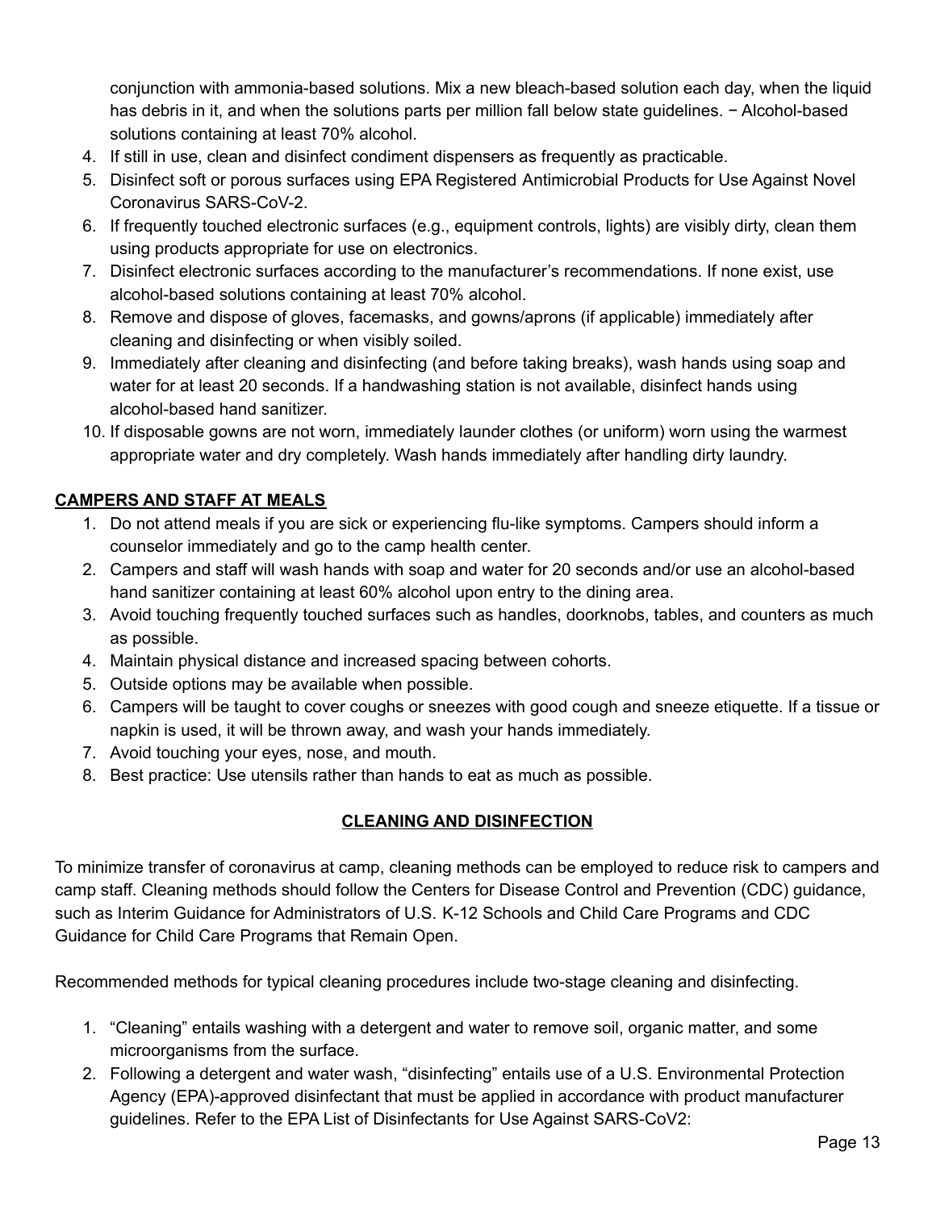conjunction with ammonia-based solutions. Mix a new bleach-based solution each day, when the liquid has debris in it, and when the solutions parts per million fall below state guidelines. − Alcohol-based solutions containing at least 70% alcohol.

4. If still in use, clean and disinfect condiment dispensers as frequently as practicable.
5. Disinfect soft or porous surfaces using EPA Registered Antimicrobial Products for Use Against Novel Coronavirus SARS-CoV-2.
6. If frequently touched electronic surfaces (e.g., equipment controls, lights) are visibly dirty, clean them using products appropriate for use on electronics.
7. Disinfect electronic surfaces according to the manufacturer's recommendations. If none exist, use alcohol-based solutions containing at least 70% alcohol.
8. Remove and dispose of gloves, facemasks, and gowns/aprons (if applicable) immediately after cleaning and disinfecting or when visibly soiled.
9. Immediately after cleaning and disinfecting (and before taking breaks), wash hands using soap and water for at least 20 seconds. If a handwashing station is not available, disinfect hands using alcohol-based hand sanitizer.
10. If disposable gowns are not worn, immediately launder clothes (or uniform) worn using the warmest appropriate water and dry completely. Wash hands immediately after handling dirty laundry.

**CAMPERS AND STAFF AT MEALS**

1. Do not attend meals if you are sick or experiencing flu-like symptoms. Campers should inform a counselor immediately and go to the camp health center.
2. Campers and staff will wash hands with soap and water for 20 seconds and/or use an alcohol-based hand sanitizer containing at least 60% alcohol upon entry to the dining area.
3. Avoid touching frequently touched surfaces such as handles, doorknobs, tables, and counters as much as possible.
4. Maintain physical distance and increased spacing between cohorts.
5. Outside options may be available when possible.
6. Campers will be taught to cover coughs or sneezes with good cough and sneeze etiquette. If a tissue or napkin is used, it will be thrown away, and wash your hands immediately.
7. Avoid touching your eyes, nose, and mouth.
8. Best practice: Use utensils rather than hands to eat as much as possible.

## CLEANING AND DISINFECTION

To minimize transfer of coronavirus at camp, cleaning methods can be employed to reduce risk to campers and camp staff. Cleaning methods should follow the Centers for Disease Control and Prevention (CDC) guidance, such as Interim Guidance for Administrators of U.S. K-12 Schools and Child Care Programs and CDC Guidance for Child Care Programs that Remain Open.

Recommended methods for typical cleaning procedures include two-stage cleaning and disinfecting.

1. "Cleaning" entails washing with a detergent and water to remove soil, organic matter, and some microorganisms from the surface.
2. Following a detergent and water wash, "disinfecting" entails use of a U.S. Environmental Protection Agency (EPA)-approved disinfectant that must be applied in accordance with product manufacturer guidelines. Refer to the EPA List of Disinfectants for Use Against SARS-CoV2: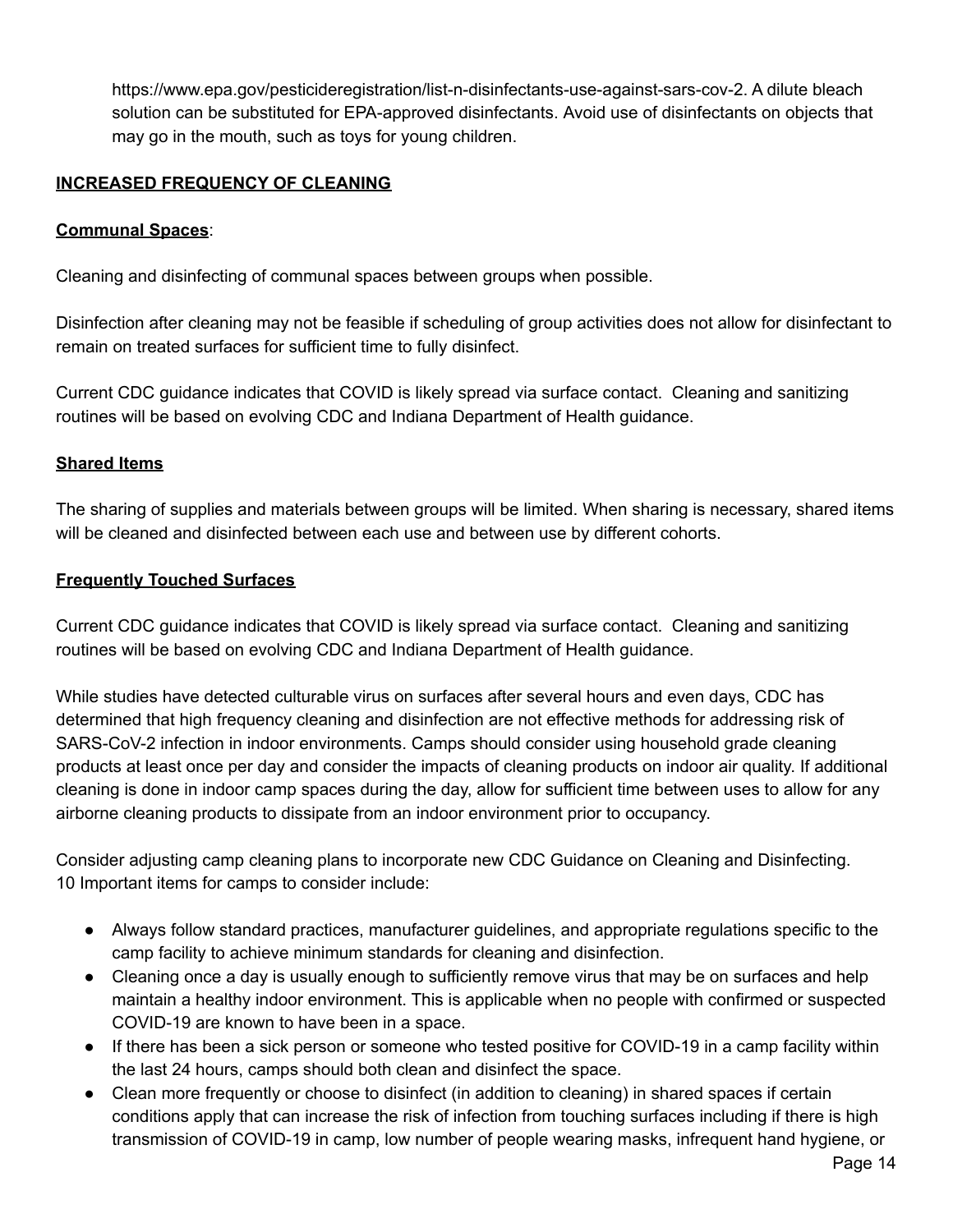https://www.epa.gov/pesticideregistration/list-n-disinfectants-use-against-sars-cov-2. A dilute bleach solution can be substituted for EPA-approved disinfectants. Avoid use of disinfectants on objects that may go in the mouth, such as toys for young children.

**INCREASED FREQUENCY OF CLEANING**

**Communal Spaces**:

Cleaning and disinfecting of communal spaces between groups when possible.

Disinfection after cleaning may not be feasible if scheduling of group activities does not allow for disinfectant to remain on treated surfaces for sufficient time to fully disinfect.

Current CDC guidance indicates that COVID is likely spread via surface contact. Cleaning and sanitizing routines will be based on evolving CDC and Indiana Department of Health guidance.

**Shared Items**

The sharing of supplies and materials between groups will be limited. When sharing is necessary, shared items will be cleaned and disinfected between each use and between use by different cohorts.

**Frequently Touched Surfaces**

Current CDC guidance indicates that COVID is likely spread via surface contact. Cleaning and sanitizing routines will be based on evolving CDC and Indiana Department of Health guidance.

While studies have detected culturable virus on surfaces after several hours and even days, CDC has determined that high frequency cleaning and disinfection are not effective methods for addressing risk of SARS-CoV-2 infection in indoor environments. Camps should consider using household grade cleaning products at least once per day and consider the impacts of cleaning products on indoor air quality. If additional cleaning is done in indoor camp spaces during the day, allow for sufficient time between uses to allow for any airborne cleaning products to dissipate from an indoor environment prior to occupancy.

Consider adjusting camp cleaning plans to incorporate new CDC Guidance on Cleaning and Disinfecting.
10 Important items for camps to consider include:

- Always follow standard practices, manufacturer guidelines, and appropriate regulations specific to the camp facility to achieve minimum standards for cleaning and disinfection.
- Cleaning once a day is usually enough to sufficiently remove virus that may be on surfaces and help maintain a healthy indoor environment. This is applicable when no people with confirmed or suspected COVID-19 are known to have been in a space.
- If there has been a sick person or someone who tested positive for COVID-19 in a camp facility within the last 24 hours, camps should both clean and disinfect the space.
- Clean more frequently or choose to disinfect (in addition to cleaning) in shared spaces if certain conditions apply that can increase the risk of infection from touching surfaces including if there is high transmission of COVID-19 in camp, low number of people wearing masks, infrequent hand hygiene, or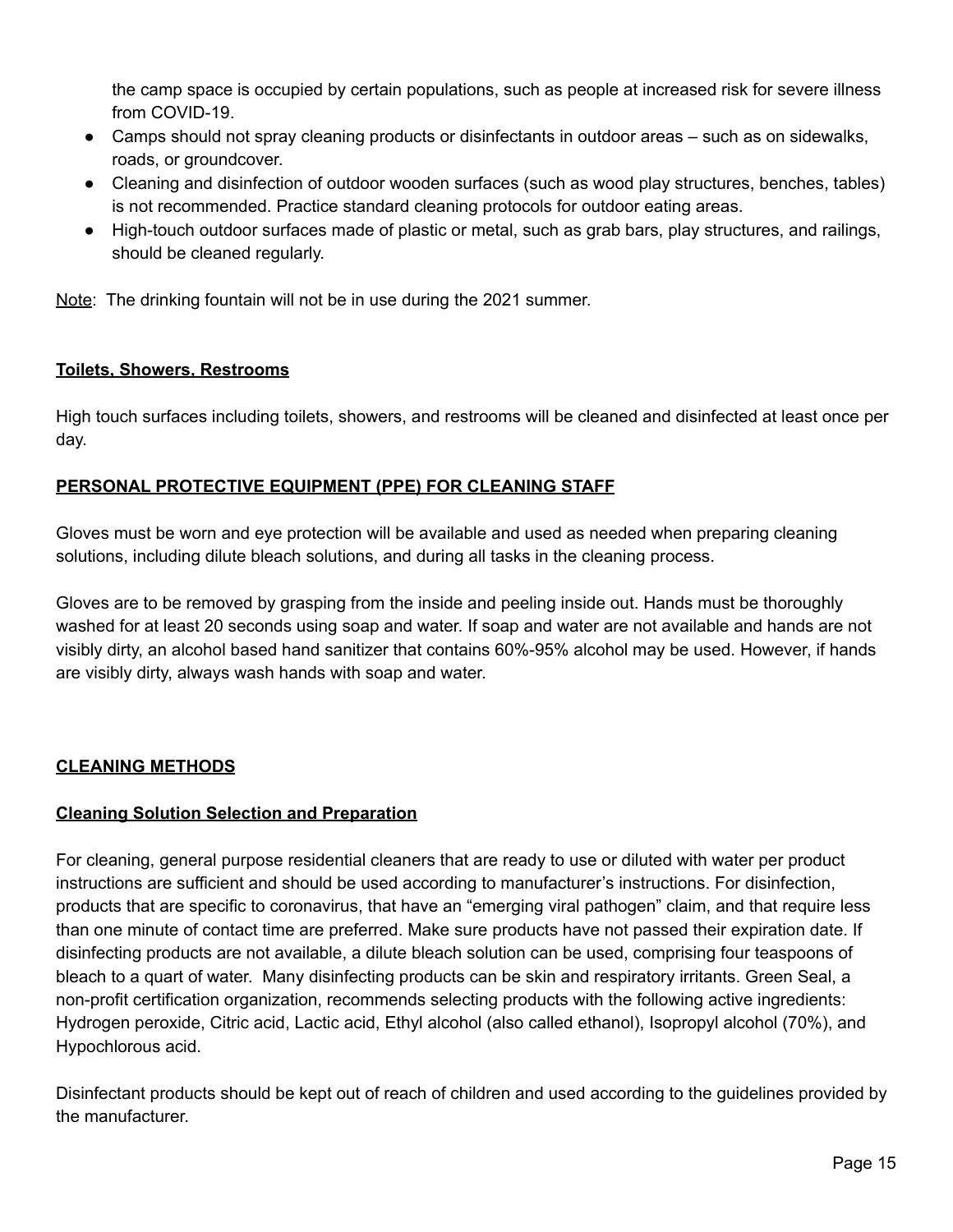the camp space is occupied by certain populations, such as people at increased risk for severe illness from COVID-19.

- Camps should not spray cleaning products or disinfectants in outdoor areas – such as on sidewalks, roads, or groundcover.
- Cleaning and disinfection of outdoor wooden surfaces (such as wood play structures, benches, tables) is not recommended. Practice standard cleaning protocols for outdoor eating areas.
- High-touch outdoor surfaces made of plastic or metal, such as grab bars, play structures, and railings, should be cleaned regularly.

Note: The drinking fountain will not be in use during the 2021 summer.

### Toilets, Showers, Restrooms

High touch surfaces including toilets, showers, and restrooms will be cleaned and disinfected at least once per day.

## PERSONAL PROTECTIVE EQUIPMENT (PPE) FOR CLEANING STAFF

Gloves must be worn and eye protection will be available and used as needed when preparing cleaning solutions, including dilute bleach solutions, and during all tasks in the cleaning process.

Gloves are to be removed by grasping from the inside and peeling inside out. Hands must be thoroughly washed for at least 20 seconds using soap and water. If soap and water are not available and hands are not visibly dirty, an alcohol based hand sanitizer that contains 60%-95% alcohol may be used. However, if hands are visibly dirty, always wash hands with soap and water.

## CLEANING METHODS

### Cleaning Solution Selection and Preparation

For cleaning, general purpose residential cleaners that are ready to use or diluted with water per product instructions are sufficient and should be used according to manufacturer's instructions. For disinfection, products that are specific to coronavirus, that have an "emerging viral pathogen" claim, and that require less than one minute of contact time are preferred. Make sure products have not passed their expiration date. If disinfecting products are not available, a dilute bleach solution can be used, comprising four teaspoons of bleach to a quart of water. Many disinfecting products can be skin and respiratory irritants. Green Seal, a non-profit certification organization, recommends selecting products with the following active ingredients: Hydrogen peroxide, Citric acid, Lactic acid, Ethyl alcohol (also called ethanol), Isopropyl alcohol (70%), and Hypochlorous acid.

Disinfectant products should be kept out of reach of children and used according to the guidelines provided by the manufacturer.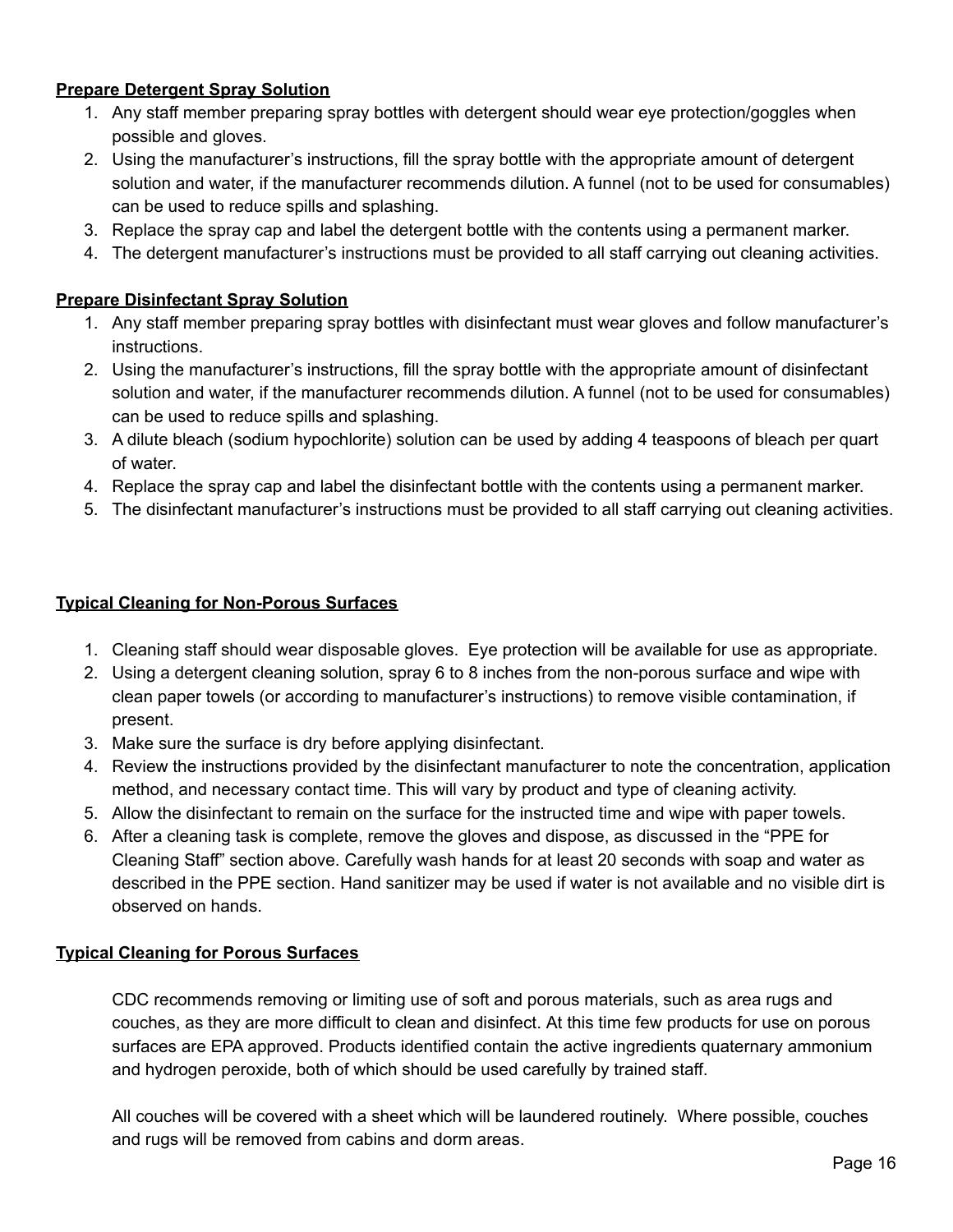**Prepare Detergent Spray Solution**

1. Any staff member preparing spray bottles with detergent should wear eye protection/goggles when possible and gloves.
2. Using the manufacturer's instructions, fill the spray bottle with the appropriate amount of detergent solution and water, if the manufacturer recommends dilution. A funnel (not to be used for consumables) can be used to reduce spills and splashing.
3. Replace the spray cap and label the detergent bottle with the contents using a permanent marker.
4. The detergent manufacturer's instructions must be provided to all staff carrying out cleaning activities.

**Prepare Disinfectant Spray Solution**

1. Any staff member preparing spray bottles with disinfectant must wear gloves and follow manufacturer's instructions.
2. Using the manufacturer's instructions, fill the spray bottle with the appropriate amount of disinfectant solution and water, if the manufacturer recommends dilution. A funnel (not to be used for consumables) can be used to reduce spills and splashing.
3. A dilute bleach (sodium hypochlorite) solution can be used by adding 4 teaspoons of bleach per quart of water.
4. Replace the spray cap and label the disinfectant bottle with the contents using a permanent marker.
5. The disinfectant manufacturer's instructions must be provided to all staff carrying out cleaning activities.

**Typical Cleaning for Non-Porous Surfaces**

1. Cleaning staff should wear disposable gloves. Eye protection will be available for use as appropriate.
2. Using a detergent cleaning solution, spray 6 to 8 inches from the non-porous surface and wipe with clean paper towels (or according to manufacturer's instructions) to remove visible contamination, if present.
3. Make sure the surface is dry before applying disinfectant.
4. Review the instructions provided by the disinfectant manufacturer to note the concentration, application method, and necessary contact time. This will vary by product and type of cleaning activity.
5. Allow the disinfectant to remain on the surface for the instructed time and wipe with paper towels.
6. After a cleaning task is complete, remove the gloves and dispose, as discussed in the "PPE for Cleaning Staff" section above. Carefully wash hands for at least 20 seconds with soap and water as described in the PPE section. Hand sanitizer may be used if water is not available and no visible dirt is observed on hands.

**Typical Cleaning for Porous Surfaces**

CDC recommends removing or limiting use of soft and porous materials, such as area rugs and couches, as they are more difficult to clean and disinfect. At this time few products for use on porous surfaces are EPA approved. Products identified contain the active ingredients quaternary ammonium and hydrogen peroxide, both of which should be used carefully by trained staff.

All couches will be covered with a sheet which will be laundered routinely. Where possible, couches and rugs will be removed from cabins and dorm areas.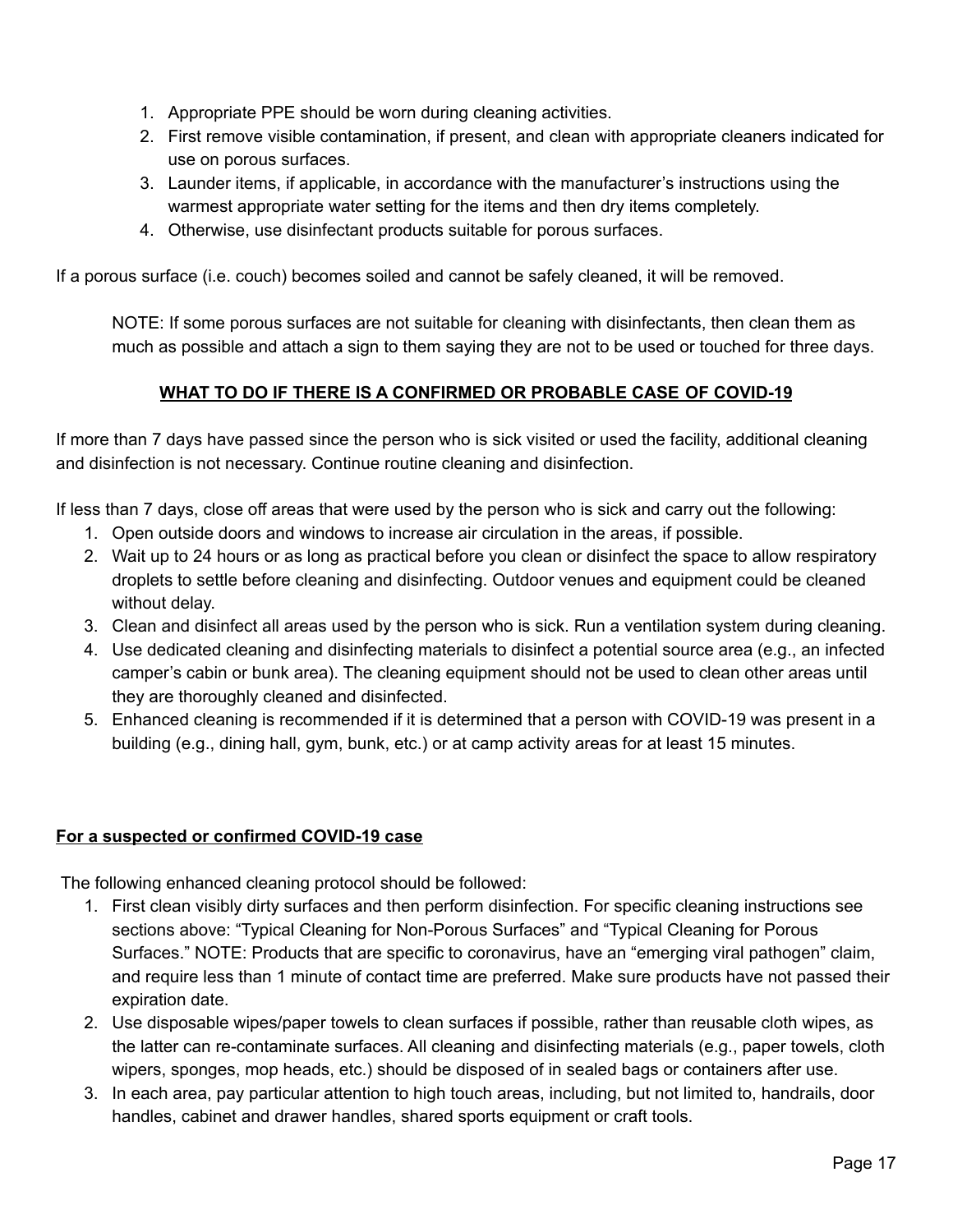1. Appropriate PPE should be worn during cleaning activities.
2. First remove visible contamination, if present, and clean with appropriate cleaners indicated for use on porous surfaces.
3. Launder items, if applicable, in accordance with the manufacturer's instructions using the warmest appropriate water setting for the items and then dry items completely.
4. Otherwise, use disinfectant products suitable for porous surfaces.

If a porous surface (i.e. couch) becomes soiled and cannot be safely cleaned, it will be removed.

> NOTE: If some porous surfaces are not suitable for cleaning with disinfectants, then clean them as much as possible and attach a sign to them saying they are not to be used or touched for three days.

## WHAT TO DO IF THERE IS A CONFIRMED OR PROBABLE CASE OF COVID-19

If more than 7 days have passed since the person who is sick visited or used the facility, additional cleaning and disinfection is not necessary. Continue routine cleaning and disinfection.

If less than 7 days, close off areas that were used by the person who is sick and carry out the following:

1. Open outside doors and windows to increase air circulation in the areas, if possible.
2. Wait up to 24 hours or as long as practical before you clean or disinfect the space to allow respiratory droplets to settle before cleaning and disinfecting. Outdoor venues and equipment could be cleaned without delay.
3. Clean and disinfect all areas used by the person who is sick. Run a ventilation system during cleaning.
4. Use dedicated cleaning and disinfecting materials to disinfect a potential source area (e.g., an infected camper's cabin or bunk area). The cleaning equipment should not be used to clean other areas until they are thoroughly cleaned and disinfected.
5. Enhanced cleaning is recommended if it is determined that a person with COVID-19 was present in a building (e.g., dining hall, gym, bunk, etc.) or at camp activity areas for at least 15 minutes.

### For a suspected or confirmed COVID-19 case

The following enhanced cleaning protocol should be followed:

1. First clean visibly dirty surfaces and then perform disinfection. For specific cleaning instructions see sections above: "Typical Cleaning for Non-Porous Surfaces" and "Typical Cleaning for Porous Surfaces." NOTE: Products that are specific to coronavirus, have an "emerging viral pathogen" claim, and require less than 1 minute of contact time are preferred. Make sure products have not passed their expiration date.
2. Use disposable wipes/paper towels to clean surfaces if possible, rather than reusable cloth wipes, as the latter can re-contaminate surfaces. All cleaning and disinfecting materials (e.g., paper towels, cloth wipers, sponges, mop heads, etc.) should be disposed of in sealed bags or containers after use.
3. In each area, pay particular attention to high touch areas, including, but not limited to, handrails, door handles, cabinet and drawer handles, shared sports equipment or craft tools.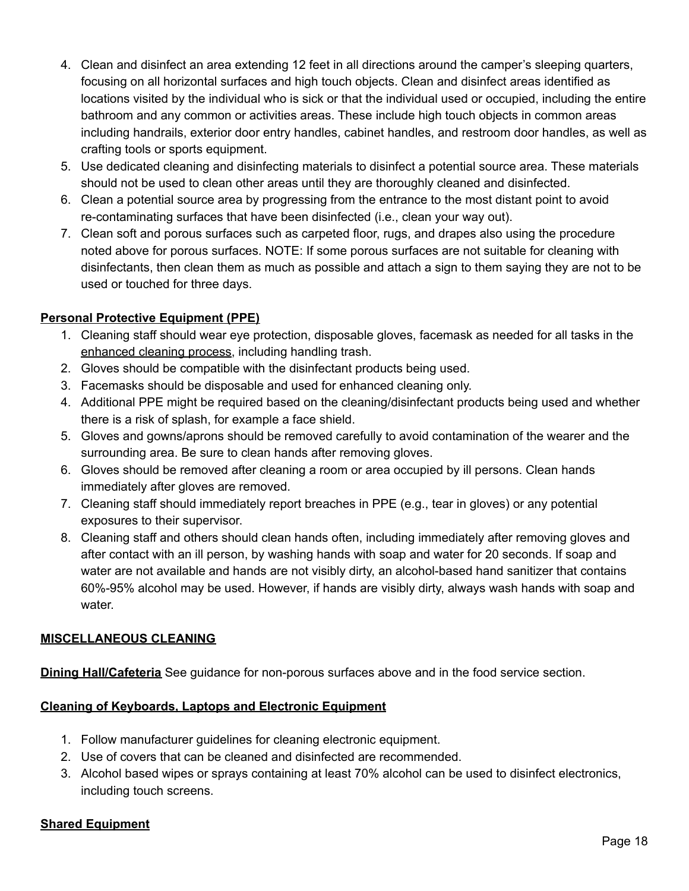4. Clean and disinfect an area extending 12 feet in all directions around the camper's sleeping quarters, focusing on all horizontal surfaces and high touch objects. Clean and disinfect areas identified as locations visited by the individual who is sick or that the individual used or occupied, including the entire bathroom and any common or activities areas. These include high touch objects in common areas including handrails, exterior door entry handles, cabinet handles, and restroom door handles, as well as crafting tools or sports equipment.
5. Use dedicated cleaning and disinfecting materials to disinfect a potential source area. These materials should not be used to clean other areas until they are thoroughly cleaned and disinfected.
6. Clean a potential source area by progressing from the entrance to the most distant point to avoid re-contaminating surfaces that have been disinfected (i.e., clean your way out).
7. Clean soft and porous surfaces such as carpeted floor, rugs, and drapes also using the procedure noted above for porous surfaces. NOTE: If some porous surfaces are not suitable for cleaning with disinfectants, then clean them as much as possible and attach a sign to them saying they are not to be used or touched for three days.

**Personal Protective Equipment (PPE)**

1. Cleaning staff should wear eye protection, disposable gloves, facemask as needed for all tasks in the enhanced cleaning process, including handling trash.
2. Gloves should be compatible with the disinfectant products being used.
3. Facemasks should be disposable and used for enhanced cleaning only.
4. Additional PPE might be required based on the cleaning/disinfectant products being used and whether there is a risk of splash, for example a face shield.
5. Gloves and gowns/aprons should be removed carefully to avoid contamination of the wearer and the surrounding area. Be sure to clean hands after removing gloves.
6. Gloves should be removed after cleaning a room or area occupied by ill persons. Clean hands immediately after gloves are removed.
7. Cleaning staff should immediately report breaches in PPE (e.g., tear in gloves) or any potential exposures to their supervisor.
8. Cleaning staff and others should clean hands often, including immediately after removing gloves and after contact with an ill person, by washing hands with soap and water for 20 seconds. If soap and water are not available and hands are not visibly dirty, an alcohol-based hand sanitizer that contains 60%-95% alcohol may be used. However, if hands are visibly dirty, always wash hands with soap and water.

**MISCELLANEOUS CLEANING**

**Dining Hall/Cafeteria** See guidance for non-porous surfaces above and in the food service section.

**Cleaning of Keyboards, Laptops and Electronic Equipment**

1. Follow manufacturer guidelines for cleaning electronic equipment.
2. Use of covers that can be cleaned and disinfected are recommended.
3. Alcohol based wipes or sprays containing at least 70% alcohol can be used to disinfect electronics, including touch screens.

**Shared Equipment**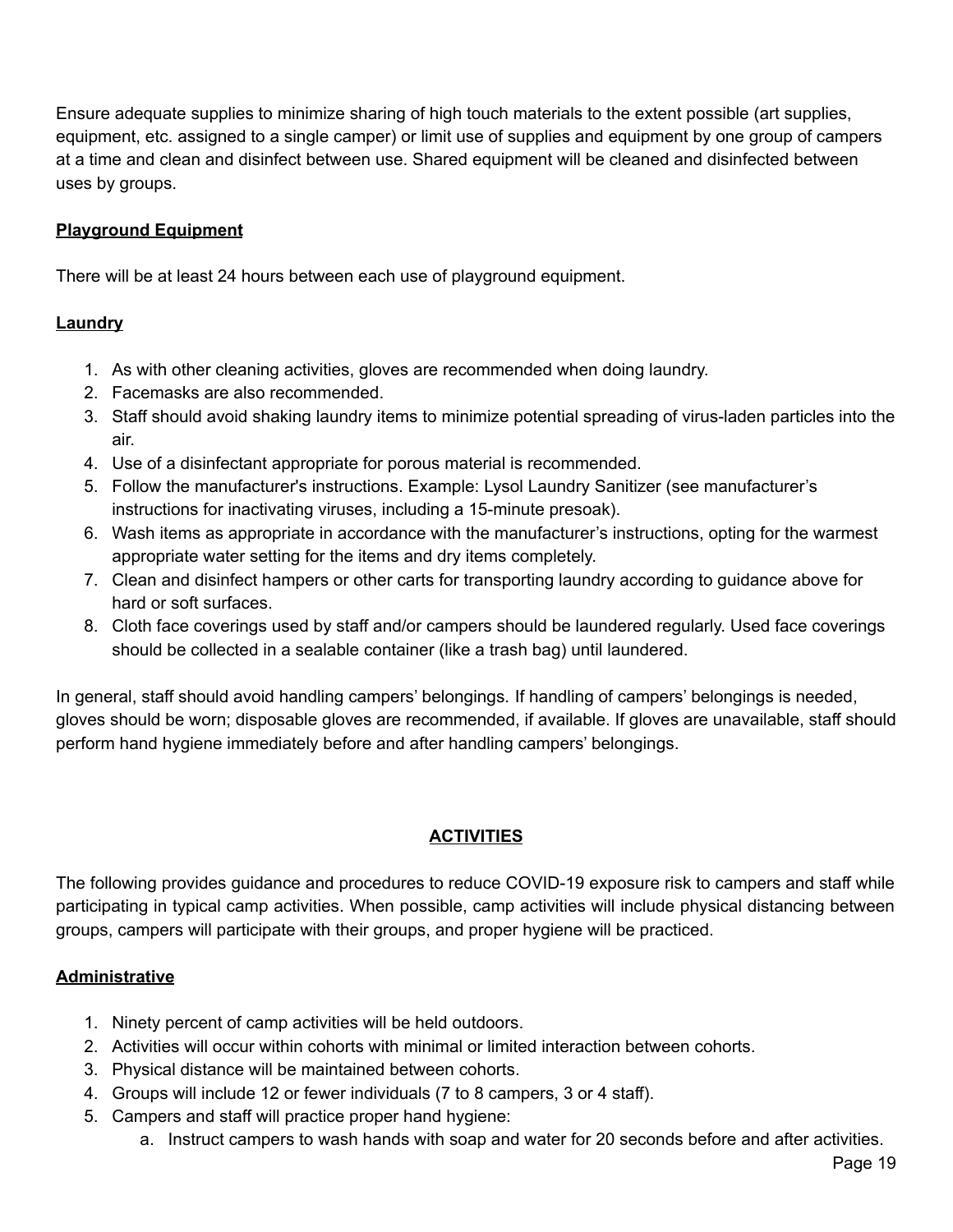Ensure adequate supplies to minimize sharing of high touch materials to the extent possible (art supplies, equipment, etc. assigned to a single camper) or limit use of supplies and equipment by one group of campers at a time and clean and disinfect between use. Shared equipment will be cleaned and disinfected between uses by groups.

**Playground Equipment**

There will be at least 24 hours between each use of playground equipment.

**Laundry**

1. As with other cleaning activities, gloves are recommended when doing laundry.
2. Facemasks are also recommended.
3. Staff should avoid shaking laundry items to minimize potential spreading of virus-laden particles into the air.
4. Use of a disinfectant appropriate for porous material is recommended.
5. Follow the manufacturer's instructions. Example: Lysol Laundry Sanitizer (see manufacturer's instructions for inactivating viruses, including a 15-minute presoak).
6. Wash items as appropriate in accordance with the manufacturer's instructions, opting for the warmest appropriate water setting for the items and dry items completely.
7. Clean and disinfect hampers or other carts for transporting laundry according to guidance above for hard or soft surfaces.
8. Cloth face coverings used by staff and/or campers should be laundered regularly. Used face coverings should be collected in a sealable container (like a trash bag) until laundered.

In general, staff should avoid handling campers' belongings. If handling of campers' belongings is needed, gloves should be worn; disposable gloves are recommended, if available. If gloves are unavailable, staff should perform hand hygiene immediately before and after handling campers' belongings.

## ACTIVITIES

The following provides guidance and procedures to reduce COVID-19 exposure risk to campers and staff while participating in typical camp activities. When possible, camp activities will include physical distancing between groups, campers will participate with their groups, and proper hygiene will be practiced.

**Administrative**

1. Ninety percent of camp activities will be held outdoors.
2. Activities will occur within cohorts with minimal or limited interaction between cohorts.
3. Physical distance will be maintained between cohorts.
4. Groups will include 12 or fewer individuals (7 to 8 campers, 3 or 4 staff).
5. Campers and staff will practice proper hand hygiene:
    a. Instruct campers to wash hands with soap and water for 20 seconds before and after activities.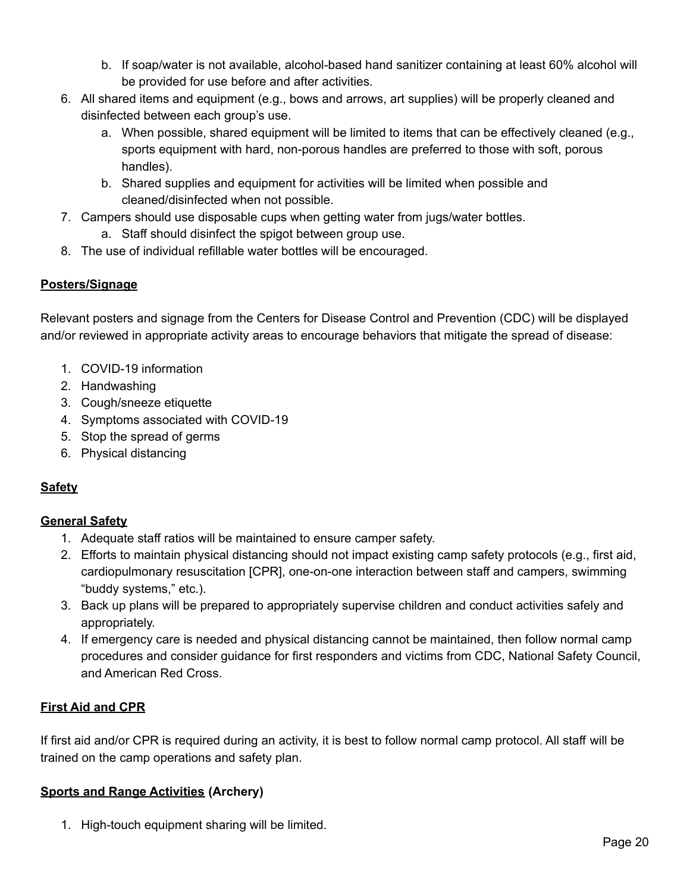b. If soap/water is not available, alcohol-based hand sanitizer containing at least 60% alcohol will be provided for use before and after activities.

6. All shared items and equipment (e.g., bows and arrows, art supplies) will be properly cleaned and disinfected between each group's use.
   a. When possible, shared equipment will be limited to items that can be effectively cleaned (e.g., sports equipment with hard, non-porous handles are preferred to those with soft, porous handles).
   b. Shared supplies and equipment for activities will be limited when possible and cleaned/disinfected when not possible.
7. Campers should use disposable cups when getting water from jugs/water bottles.
   a. Staff should disinfect the spigot between group use.
8. The use of individual refillable water bottles will be encouraged.

**Posters/Signage**

Relevant posters and signage from the Centers for Disease Control and Prevention (CDC) will be displayed and/or reviewed in appropriate activity areas to encourage behaviors that mitigate the spread of disease:

1. COVID-19 information
2. Handwashing
3. Cough/sneeze etiquette
4. Symptoms associated with COVID-19
5. Stop the spread of germs
6. Physical distancing

**Safety**

**General Safety**

1. Adequate staff ratios will be maintained to ensure camper safety.
2. Efforts to maintain physical distancing should not impact existing camp safety protocols (e.g., first aid, cardiopulmonary resuscitation [CPR], one-on-one interaction between staff and campers, swimming "buddy systems," etc.).
3. Back up plans will be prepared to appropriately supervise children and conduct activities safely and appropriately.
4. If emergency care is needed and physical distancing cannot be maintained, then follow normal camp procedures and consider guidance for first responders and victims from CDC, National Safety Council, and American Red Cross.

**First Aid and CPR**

If first aid and/or CPR is required during an activity, it is best to follow normal camp protocol. All staff will be trained on the camp operations and safety plan.

**Sports and Range Activities (Archery)**

1. High-touch equipment sharing will be limited.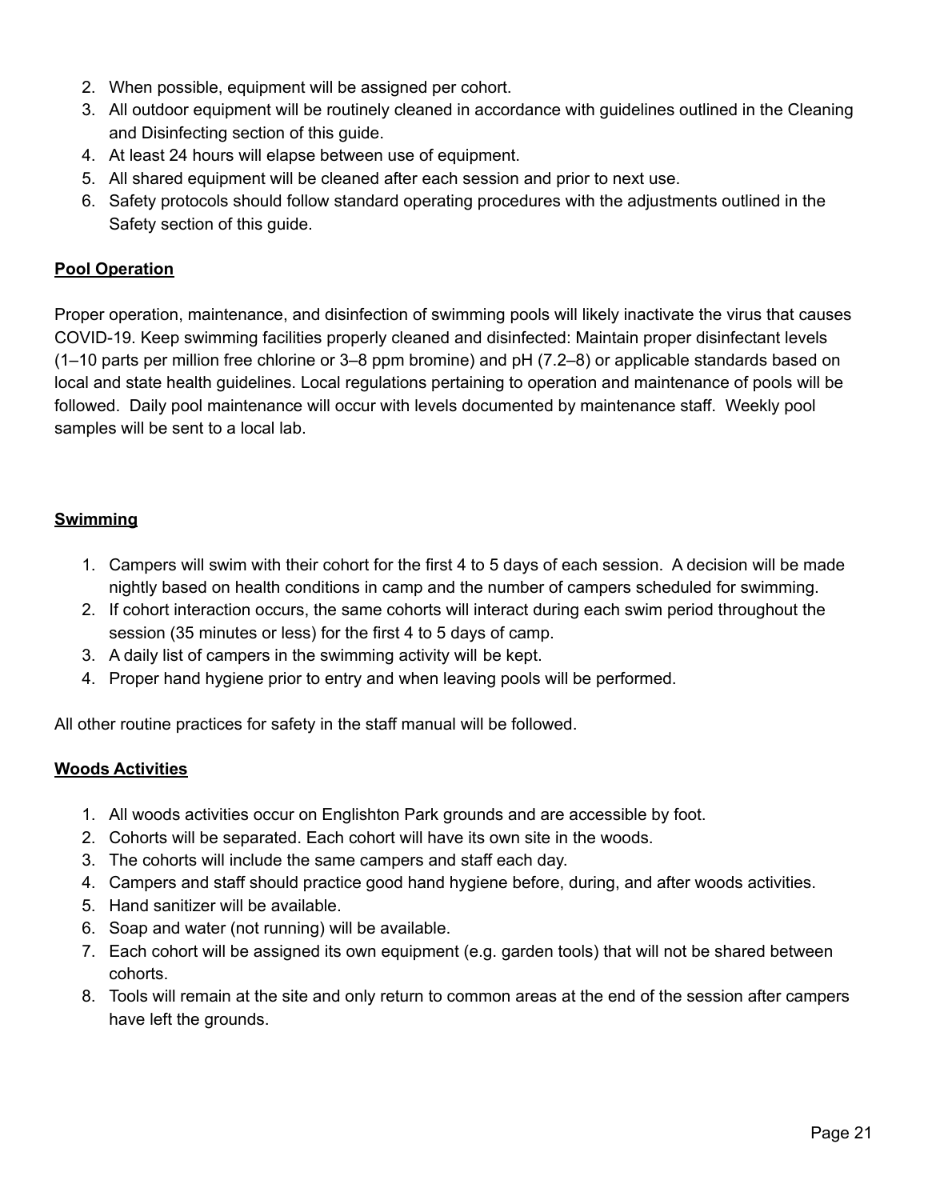2. When possible, equipment will be assigned per cohort.
3. All outdoor equipment will be routinely cleaned in accordance with guidelines outlined in the Cleaning and Disinfecting section of this guide.
4. At least 24 hours will elapse between use of equipment.
5. All shared equipment will be cleaned after each session and prior to next use.
6. Safety protocols should follow standard operating procedures with the adjustments outlined in the Safety section of this guide.

**Pool Operation**

Proper operation, maintenance, and disinfection of swimming pools will likely inactivate the virus that causes COVID-19. Keep swimming facilities properly cleaned and disinfected: Maintain proper disinfectant levels (1–10 parts per million free chlorine or 3–8 ppm bromine) and pH (7.2–8) or applicable standards based on local and state health guidelines. Local regulations pertaining to operation and maintenance of pools will be followed. Daily pool maintenance will occur with levels documented by maintenance staff. Weekly pool samples will be sent to a local lab.

**Swimming**

1. Campers will swim with their cohort for the first 4 to 5 days of each session. A decision will be made nightly based on health conditions in camp and the number of campers scheduled for swimming.
2. If cohort interaction occurs, the same cohorts will interact during each swim period throughout the session (35 minutes or less) for the first 4 to 5 days of camp.
3. A daily list of campers in the swimming activity will be kept.
4. Proper hand hygiene prior to entry and when leaving pools will be performed.

All other routine practices for safety in the staff manual will be followed.

**Woods Activities**

1. All woods activities occur on Englishton Park grounds and are accessible by foot.
2. Cohorts will be separated. Each cohort will have its own site in the woods.
3. The cohorts will include the same campers and staff each day.
4. Campers and staff should practice good hand hygiene before, during, and after woods activities.
5. Hand sanitizer will be available.
6. Soap and water (not running) will be available.
7. Each cohort will be assigned its own equipment (e.g. garden tools) that will not be shared between cohorts.
8. Tools will remain at the site and only return to common areas at the end of the session after campers have left the grounds.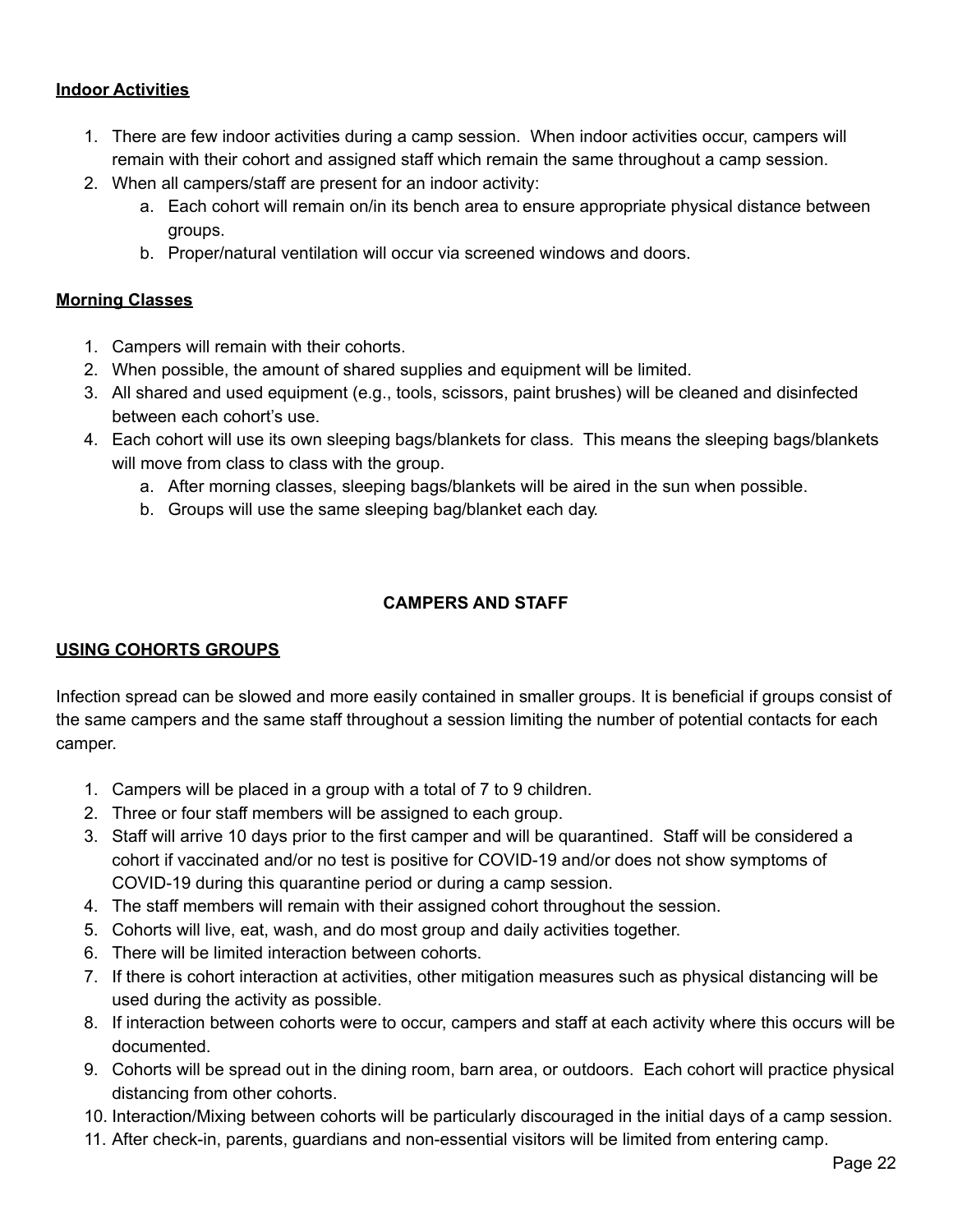**Indoor Activities**

1. There are few indoor activities during a camp session. When indoor activities occur, campers will remain with their cohort and assigned staff which remain the same throughout a camp session.
2. When all campers/staff are present for an indoor activity:
    a. Each cohort will remain on/in its bench area to ensure appropriate physical distance between groups.
    b. Proper/natural ventilation will occur via screened windows and doors.

**Morning Classes**

1. Campers will remain with their cohorts.
2. When possible, the amount of shared supplies and equipment will be limited.
3. All shared and used equipment (e.g., tools, scissors, paint brushes) will be cleaned and disinfected between each cohort's use.
4. Each cohort will use its own sleeping bags/blankets for class. This means the sleeping bags/blankets will move from class to class with the group.
    a. After morning classes, sleeping bags/blankets will be aired in the sun when possible.
    b. Groups will use the same sleeping bag/blanket each day.

## CAMPERS AND STAFF

**USING COHORTS GROUPS**

Infection spread can be slowed and more easily contained in smaller groups. It is beneficial if groups consist of the same campers and the same staff throughout a session limiting the number of potential contacts for each camper.

1. Campers will be placed in a group with a total of 7 to 9 children.
2. Three or four staff members will be assigned to each group.
3. Staff will arrive 10 days prior to the first camper and will be quarantined. Staff will be considered a cohort if vaccinated and/or no test is positive for COVID-19 and/or does not show symptoms of COVID-19 during this quarantine period or during a camp session.
4. The staff members will remain with their assigned cohort throughout the session.
5. Cohorts will live, eat, wash, and do most group and daily activities together.
6. There will be limited interaction between cohorts.
7. If there is cohort interaction at activities, other mitigation measures such as physical distancing will be used during the activity as possible.
8. If interaction between cohorts were to occur, campers and staff at each activity where this occurs will be documented.
9. Cohorts will be spread out in the dining room, barn area, or outdoors. Each cohort will practice physical distancing from other cohorts.
10. Interaction/Mixing between cohorts will be particularly discouraged in the initial days of a camp session.
11. After check-in, parents, guardians and non-essential visitors will be limited from entering camp.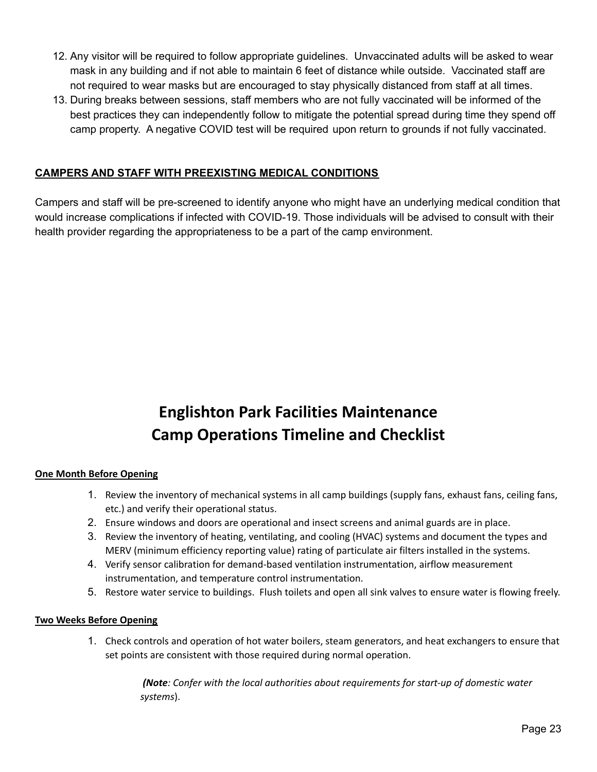12. Any visitor will be required to follow appropriate guidelines. Unvaccinated adults will be asked to wear mask in any building and if not able to maintain 6 feet of distance while outside. Vaccinated staff are not required to wear masks but are encouraged to stay physically distanced from staff at all times.
13. During breaks between sessions, staff members who are not fully vaccinated will be informed of the best practices they can independently follow to mitigate the potential spread during time they spend off camp property. A negative COVID test will be required upon return to grounds if not fully vaccinated.

**CAMPERS AND STAFF WITH PREEXISTING MEDICAL CONDITIONS**

Campers and staff will be pre-screened to identify anyone who might have an underlying medical condition that would increase complications if infected with COVID-19. Those individuals will be advised to consult with their health provider regarding the appropriateness to be a part of the camp environment.

# Englishton Park Facilities Maintenance Camp Operations Timeline and Checklist

**One Month Before Opening**

1. Review the inventory of mechanical systems in all camp buildings (supply fans, exhaust fans, ceiling fans, etc.) and verify their operational status.
2. Ensure windows and doors are operational and insect screens and animal guards are in place.
3. Review the inventory of heating, ventilating, and cooling (HVAC) systems and document the types and MERV (minimum efficiency reporting value) rating of particulate air filters installed in the systems.
4. Verify sensor calibration for demand-based ventilation instrumentation, airflow measurement instrumentation, and temperature control instrumentation.
5. Restore water service to buildings. Flush toilets and open all sink valves to ensure water is flowing freely.

**Two Weeks Before Opening**

1. Check controls and operation of hot water boilers, steam generators, and heat exchangers to ensure that set points are consistent with those required during normal operation.

   ***(Note**: Confer with the local authorities about requirements for start-up of domestic water systems*).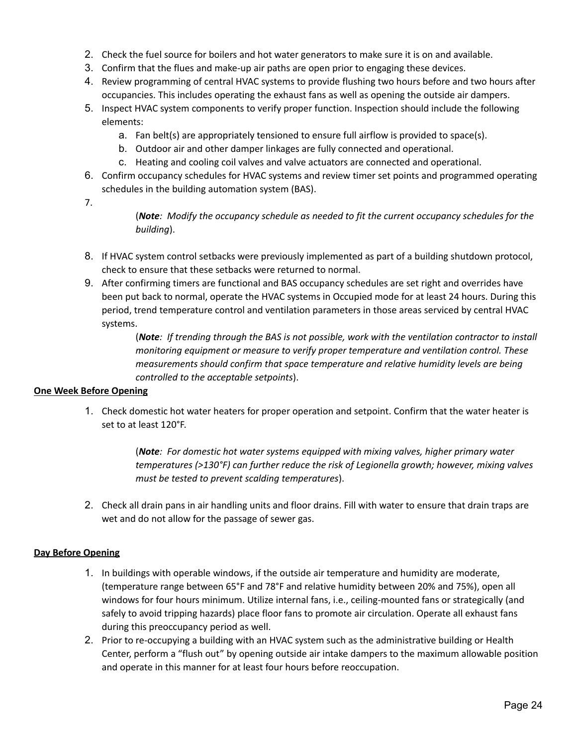2. Check the fuel source for boilers and hot water generators to make sure it is on and available.
3. Confirm that the flues and make-up air paths are open prior to engaging these devices.
4. Review programming of central HVAC systems to provide flushing two hours before and two hours after occupancies. This includes operating the exhaust fans as well as opening the outside air dampers.
5. Inspect HVAC system components to verify proper function. Inspection should include the following elements:
    a. Fan belt(s) are appropriately tensioned to ensure full airflow is provided to space(s).
    b. Outdoor air and other damper linkages are fully connected and operational.
    c. Heating and cooling coil valves and valve actuators are connected and operational.
6. Confirm occupancy schedules for HVAC systems and review timer set points and programmed operating schedules in the building automation system (BAS).
7. 

    (***Note**: Modify the occupancy schedule as needed to fit the current occupancy schedules for the building*).

8. If HVAC system control setbacks were previously implemented as part of a building shutdown protocol, check to ensure that these setbacks were returned to normal.
9. After confirming timers are functional and BAS occupancy schedules are set right and overrides have been put back to normal, operate the HVAC systems in Occupied mode for at least 24 hours. During this period, trend temperature control and ventilation parameters in those areas serviced by central HVAC systems.

    (***Note**: If trending through the BAS is not possible, work with the ventilation contractor to install monitoring equipment or measure to verify proper temperature and ventilation control. These measurements should confirm that space temperature and relative humidity levels are being controlled to the acceptable setpoints*).

**<u>One Week Before Opening</u>**

1. Check domestic hot water heaters for proper operation and setpoint. Confirm that the water heater is set to at least 120°F.

    (***Note**: For domestic hot water systems equipped with mixing valves, higher primary water temperatures (>130°F) can further reduce the risk of Legionella growth; however, mixing valves must be tested to prevent scalding temperatures*).

2. Check all drain pans in air handling units and floor drains. Fill with water to ensure that drain traps are wet and do not allow for the passage of sewer gas.

**<u>Day Before Opening</u>**

1. In buildings with operable windows, if the outside air temperature and humidity are moderate, (temperature range between 65°F and 78°F and relative humidity between 20% and 75%), open all windows for four hours minimum. Utilize internal fans, i.e., ceiling-mounted fans or strategically (and safely to avoid tripping hazards) place floor fans to promote air circulation. Operate all exhaust fans during this preoccupancy period as well.
2. Prior to re-occupying a building with an HVAC system such as the administrative building or Health Center, perform a “flush out” by opening outside air intake dampers to the maximum allowable position and operate in this manner for at least four hours before reoccupation.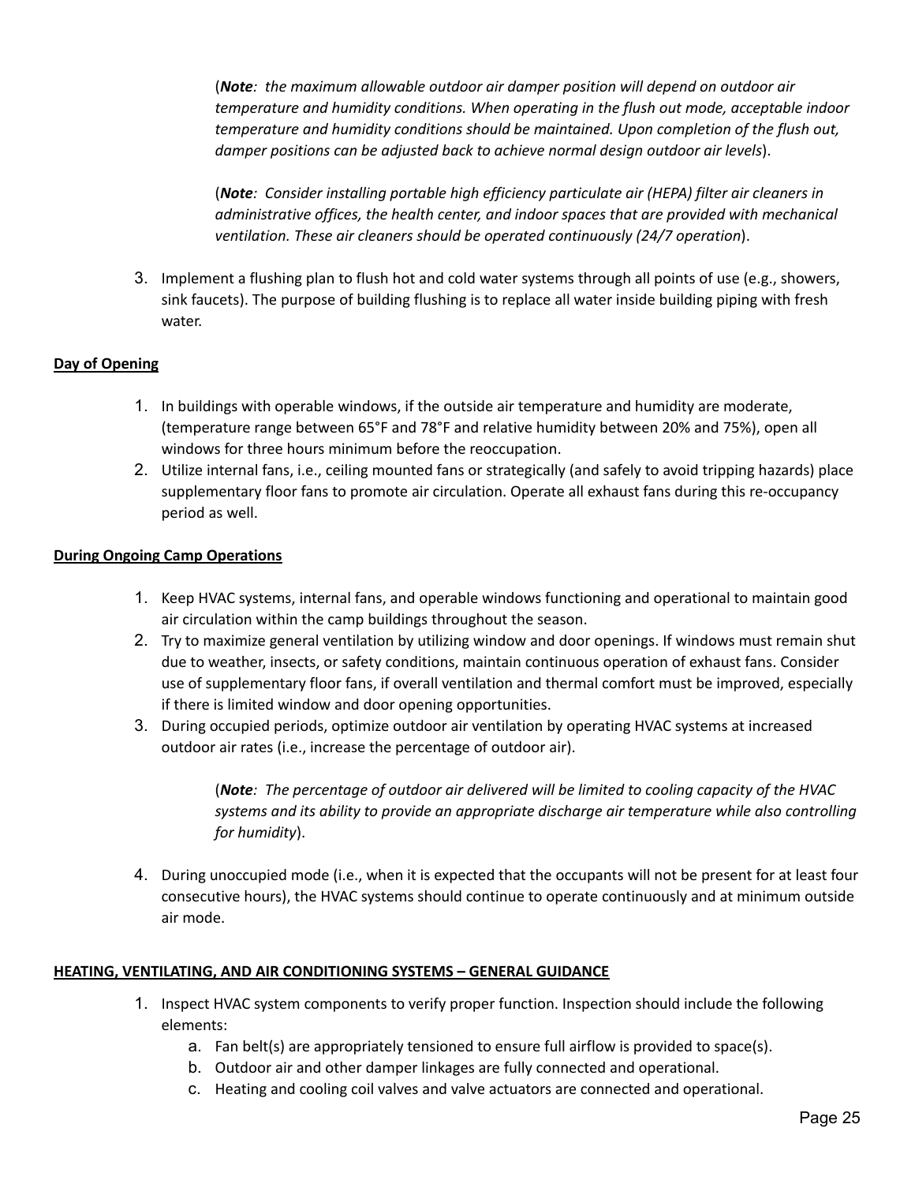(***Note****: the maximum allowable outdoor air damper position will depend on outdoor air temperature and humidity conditions. When operating in the flush out mode, acceptable indoor temperature and humidity conditions should be maintained. Upon completion of the flush out, damper positions can be adjusted back to achieve normal design outdoor air levels*).

(***Note****: Consider installing portable high efficiency particulate air (HEPA) filter air cleaners in administrative offices, the health center, and indoor spaces that are provided with mechanical ventilation. These air cleaners should be operated continuously (24/7 operation*).

3. Implement a flushing plan to flush hot and cold water systems through all points of use (e.g., showers, sink faucets). The purpose of building flushing is to replace all water inside building piping with fresh water.

**Day of Opening**

1. In buildings with operable windows, if the outside air temperature and humidity are moderate, (temperature range between 65°F and 78°F and relative humidity between 20% and 75%), open all windows for three hours minimum before the reoccupation.
2. Utilize internal fans, i.e., ceiling mounted fans or strategically (and safely to avoid tripping hazards) place supplementary floor fans to promote air circulation. Operate all exhaust fans during this re-occupancy period as well.

**During Ongoing Camp Operations**

1. Keep HVAC systems, internal fans, and operable windows functioning and operational to maintain good air circulation within the camp buildings throughout the season.
2. Try to maximize general ventilation by utilizing window and door openings. If windows must remain shut due to weather, insects, or safety conditions, maintain continuous operation of exhaust fans. Consider use of supplementary floor fans, if overall ventilation and thermal comfort must be improved, especially if there is limited window and door opening opportunities.
3. During occupied periods, optimize outdoor air ventilation by operating HVAC systems at increased outdoor air rates (i.e., increase the percentage of outdoor air).

    (***Note****: The percentage of outdoor air delivered will be limited to cooling capacity of the HVAC systems and its ability to provide an appropriate discharge air temperature while also controlling for humidity*).

4. During unoccupied mode (i.e., when it is expected that the occupants will not be present for at least four consecutive hours), the HVAC systems should continue to operate continuously and at minimum outside air mode.

**HEATING, VENTILATING, AND AIR CONDITIONING SYSTEMS – GENERAL GUIDANCE**

1. Inspect HVAC system components to verify proper function. Inspection should include the following elements:
    a. Fan belt(s) are appropriately tensioned to ensure full airflow is provided to space(s).
    b. Outdoor air and other damper linkages are fully connected and operational.
    c. Heating and cooling coil valves and valve actuators are connected and operational.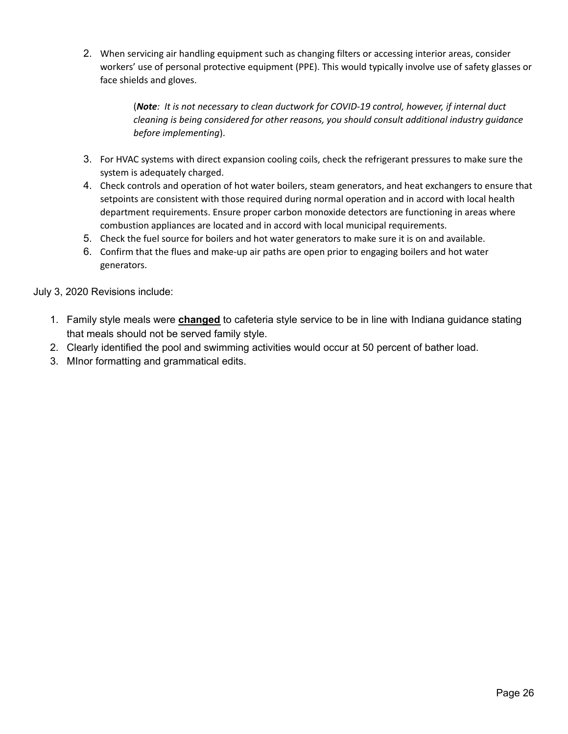2. When servicing air handling equipment such as changing filters or accessing interior areas, consider workers' use of personal protective equipment (PPE). This would typically involve use of safety glasses or face shields and gloves.

   (***Note**: It is not necessary to clean ductwork for COVID-19 control, however, if internal duct cleaning is being considered for other reasons, you should consult additional industry guidance before implementing*).

3. For HVAC systems with direct expansion cooling coils, check the refrigerant pressures to make sure the system is adequately charged.
4. Check controls and operation of hot water boilers, steam generators, and heat exchangers to ensure that setpoints are consistent with those required during normal operation and in accord with local health department requirements. Ensure proper carbon monoxide detectors are functioning in areas where combustion appliances are located and in accord with local municipal requirements.
5. Check the fuel source for boilers and hot water generators to make sure it is on and available.
6. Confirm that the flues and make-up air paths are open prior to engaging boilers and hot water generators.

July 3, 2020 Revisions include:

1. Family style meals were **changed** to cafeteria style service to be in line with Indiana guidance stating that meals should not be served family style.
2. Clearly identified the pool and swimming activities would occur at 50 percent of bather load.
3. MInor formatting and grammatical edits.